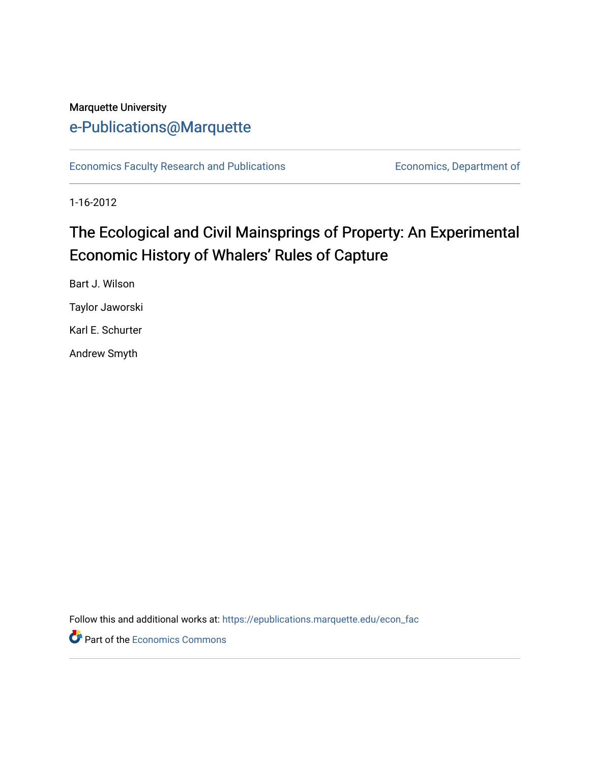Marquette University

e-Publications@Marquette

Economics Faculty Research and Publications | Economics, Department of

1-16-2012

# The Ecological and Civil Mainsprings of Property: An Experimental Economic History of Whalers' Rules of Capture

Bart J. Wilson

Taylor Jaworski

Karl E. Schurter

Andrew Smyth

Follow this and additional works at: https://epublications.marquette.edu/econ_fac

Part of the Economics Commons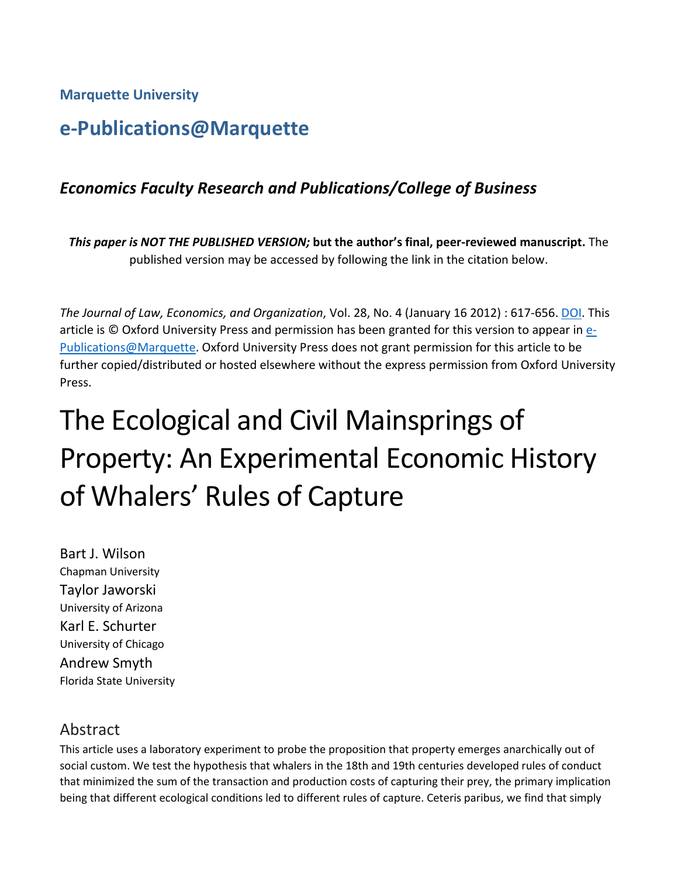**Marquette University**

## e-Publications@Marquette

### *Economics Faculty Research and Publications/College of Business*

***This paper is NOT THE PUBLISHED VERSION;* but the author's final, peer-reviewed manuscript.** The published version may be accessed by following the link in the citation below.

*The Journal of Law, Economics, and Organization*, Vol. 28, No. 4 (January 16 2012) : 617-656. DOI. This article is © Oxford University Press and permission has been granted for this version to appear in e-Publications@Marquette. Oxford University Press does not grant permission for this article to be further copied/distributed or hosted elsewhere without the express permission from Oxford University Press.

# The Ecological and Civil Mainsprings of Property: An Experimental Economic History of Whalers' Rules of Capture

Bart J. Wilson
Chapman University

Taylor Jaworski
University of Arizona

Karl E. Schurter
University of Chicago

Andrew Smyth
Florida State University

## Abstract

This article uses a laboratory experiment to probe the proposition that property emerges anarchically out of social custom. We test the hypothesis that whalers in the 18th and 19th centuries developed rules of conduct that minimized the sum of the transaction and production costs of capturing their prey, the primary implication being that different ecological conditions led to different rules of capture. Ceteris paribus, we find that simply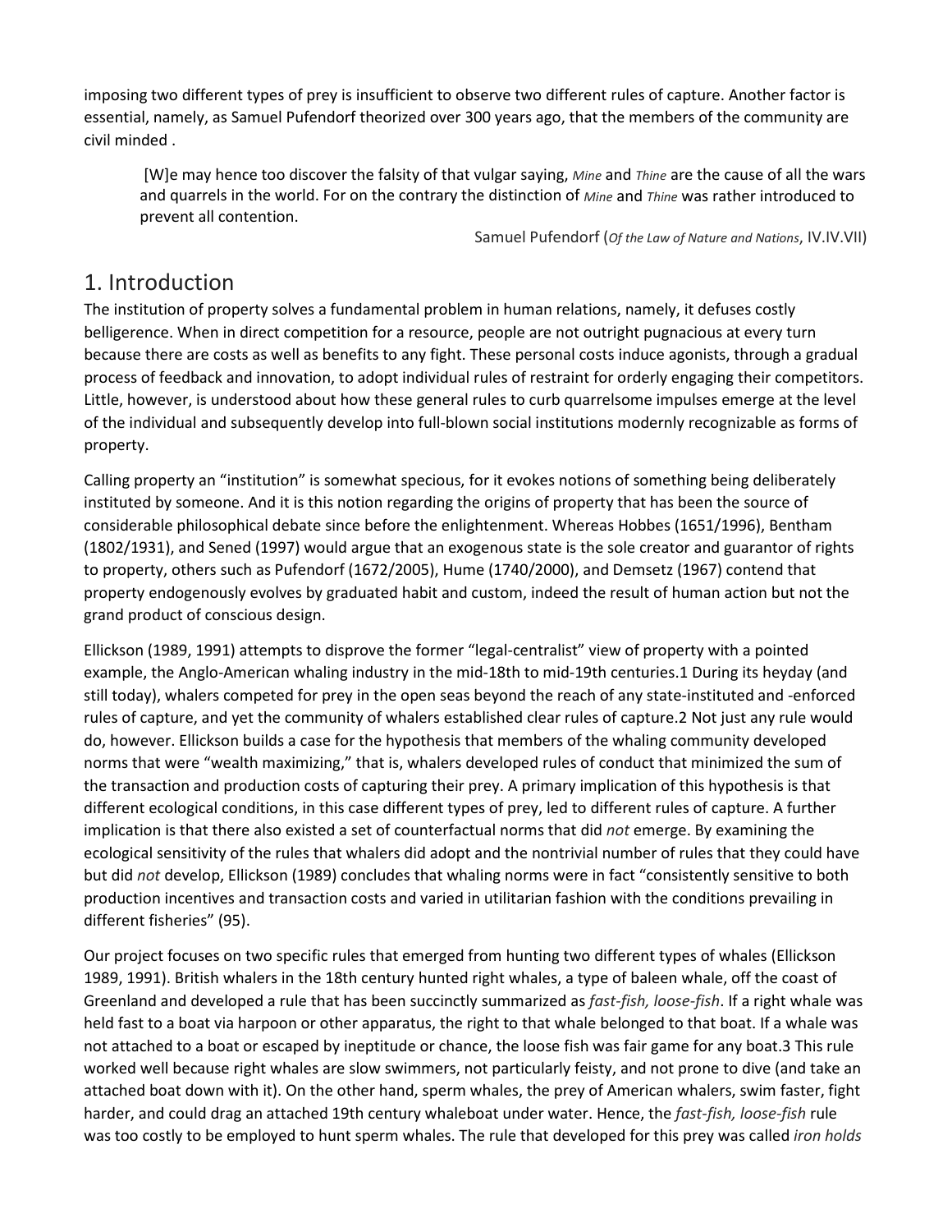imposing two different types of prey is insufficient to observe two different rules of capture. Another factor is essential, namely, as Samuel Pufendorf theorized over 300 years ago, that the members of the community are civil minded .

> [W]e may hence too discover the falsity of that vulgar saying, *Mine* and *Thine* are the cause of all the wars and quarrels in the world. For on the contrary the distinction of *Mine* and *Thine* was rather introduced to prevent all contention.
>
> Samuel Pufendorf (*Of the Law of Nature and Nations*, IV.IV.VII)

# 1. Introduction

The institution of property solves a fundamental problem in human relations, namely, it defuses costly belligerence. When in direct competition for a resource, people are not outright pugnacious at every turn because there are costs as well as benefits to any fight. These personal costs induce agonists, through a gradual process of feedback and innovation, to adopt individual rules of restraint for orderly engaging their competitors. Little, however, is understood about how these general rules to curb quarrelsome impulses emerge at the level of the individual and subsequently develop into full-blown social institutions modernly recognizable as forms of property.

Calling property an "institution" is somewhat specious, for it evokes notions of something being deliberately instituted by someone. And it is this notion regarding the origins of property that has been the source of considerable philosophical debate since before the enlightenment. Whereas Hobbes (1651/1996), Bentham (1802/1931), and Sened (1997) would argue that an exogenous state is the sole creator and guarantor of rights to property, others such as Pufendorf (1672/2005), Hume (1740/2000), and Demsetz (1967) contend that property endogenously evolves by graduated habit and custom, indeed the result of human action but not the grand product of conscious design.

Ellickson (1989, 1991) attempts to disprove the former "legal-centralist" view of property with a pointed example, the Anglo-American whaling industry in the mid-18th to mid-19th centuries.[1] During its heyday (and still today), whalers competed for prey in the open seas beyond the reach of any state-instituted and -enforced rules of capture, and yet the community of whalers established clear rules of capture.[2] Not just any rule would do, however. Ellickson builds a case for the hypothesis that members of the whaling community developed norms that were "wealth maximizing," that is, whalers developed rules of conduct that minimized the sum of the transaction and production costs of capturing their prey. A primary implication of this hypothesis is that different ecological conditions, in this case different types of prey, led to different rules of capture. A further implication is that there also existed a set of counterfactual norms that did *not* emerge. By examining the ecological sensitivity of the rules that whalers did adopt and the nontrivial number of rules that they could have but did *not* develop, Ellickson (1989) concludes that whaling norms were in fact "consistently sensitive to both production incentives and transaction costs and varied in utilitarian fashion with the conditions prevailing in different fisheries" (95).

Our project focuses on two specific rules that emerged from hunting two different types of whales (Ellickson 1989, 1991). British whalers in the 18th century hunted right whales, a type of baleen whale, off the coast of Greenland and developed a rule that has been succinctly summarized as *fast-fish, loose-fish*. If a right whale was held fast to a boat via harpoon or other apparatus, the right to that whale belonged to that boat. If a whale was not attached to a boat or escaped by ineptitude or chance, the loose fish was fair game for any boat.[3] This rule worked well because right whales are slow swimmers, not particularly feisty, and not prone to dive (and take an attached boat down with it). On the other hand, sperm whales, the prey of American whalers, swim faster, fight harder, and could drag an attached 19th century whaleboat under water. Hence, the *fast-fish, loose-fish* rule was too costly to be employed to hunt sperm whales. The rule that developed for this prey was called *iron holds*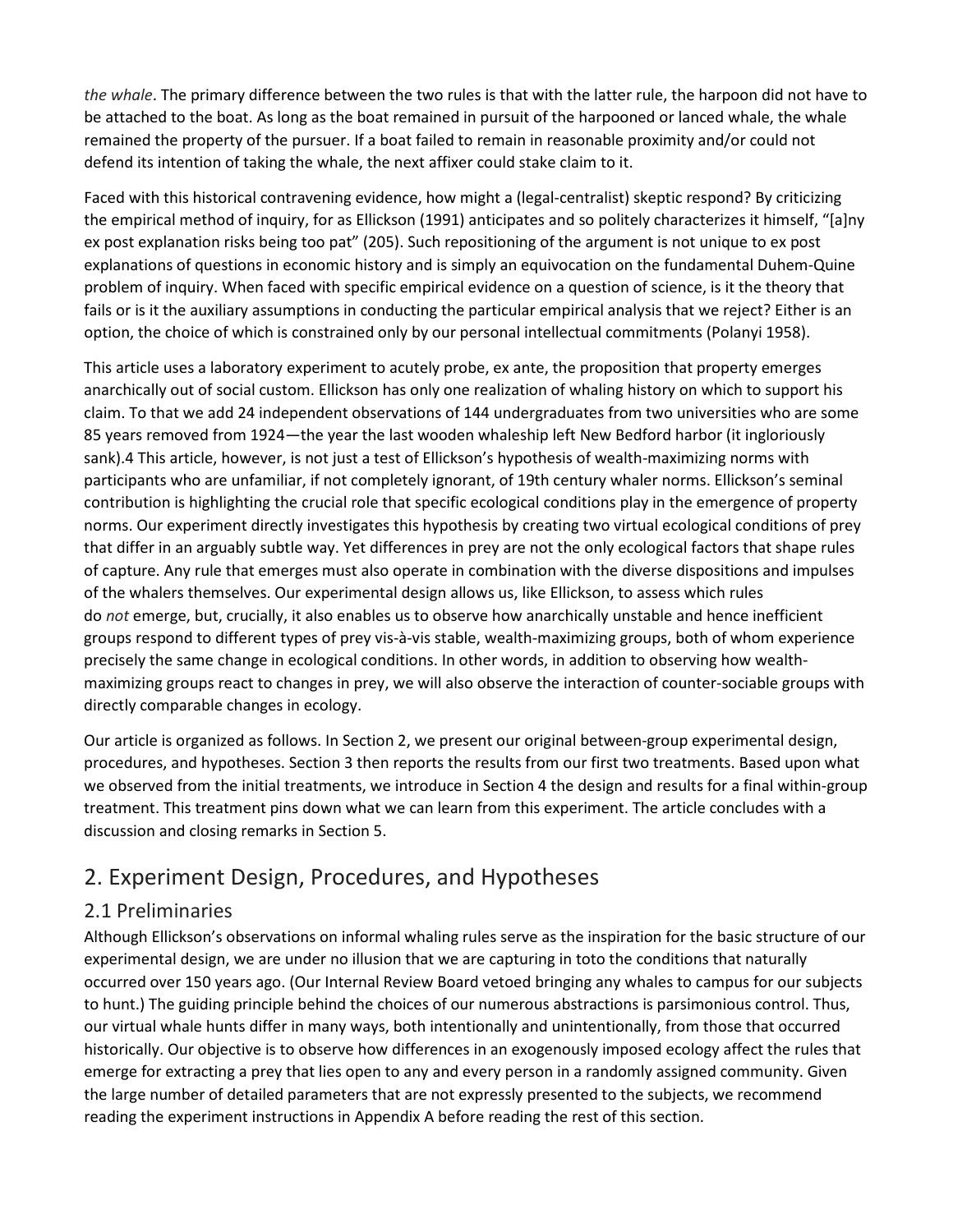*the whale*. The primary difference between the two rules is that with the latter rule, the harpoon did not have to be attached to the boat. As long as the boat remained in pursuit of the harpooned or lanced whale, the whale remained the property of the pursuer. If a boat failed to remain in reasonable proximity and/or could not defend its intention of taking the whale, the next affixer could stake claim to it.

Faced with this historical contravening evidence, how might a (legal-centralist) skeptic respond? By criticizing the empirical method of inquiry, for as Ellickson (1991) anticipates and so politely characterizes it himself, "[a]ny ex post explanation risks being too pat" (205). Such repositioning of the argument is not unique to ex post explanations of questions in economic history and is simply an equivocation on the fundamental Duhem-Quine problem of inquiry. When faced with specific empirical evidence on a question of science, is it the theory that fails or is it the auxiliary assumptions in conducting the particular empirical analysis that we reject? Either is an option, the choice of which is constrained only by our personal intellectual commitments (Polanyi 1958).

This article uses a laboratory experiment to acutely probe, ex ante, the proposition that property emerges anarchically out of social custom. Ellickson has only one realization of whaling history on which to support his claim. To that we add 24 independent observations of 144 undergraduates from two universities who are some 85 years removed from 1924—the year the last wooden whaleship left New Bedford harbor (it ingloriously sank).4 This article, however, is not just a test of Ellickson's hypothesis of wealth-maximizing norms with participants who are unfamiliar, if not completely ignorant, of 19th century whaler norms. Ellickson's seminal contribution is highlighting the crucial role that specific ecological conditions play in the emergence of property norms. Our experiment directly investigates this hypothesis by creating two virtual ecological conditions of prey that differ in an arguably subtle way. Yet differences in prey are not the only ecological factors that shape rules of capture. Any rule that emerges must also operate in combination with the diverse dispositions and impulses of the whalers themselves. Our experimental design allows us, like Ellickson, to assess which rules do *not* emerge, but, crucially, it also enables us to observe how anarchically unstable and hence inefficient groups respond to different types of prey vis-à-vis stable, wealth-maximizing groups, both of whom experience precisely the same change in ecological conditions. In other words, in addition to observing how wealth-maximizing groups react to changes in prey, we will also observe the interaction of counter-sociable groups with directly comparable changes in ecology.

Our article is organized as follows. In Section 2, we present our original between-group experimental design, procedures, and hypotheses. Section 3 then reports the results from our first two treatments. Based upon what we observed from the initial treatments, we introduce in Section 4 the design and results for a final within-group treatment. This treatment pins down what we can learn from this experiment. The article concludes with a discussion and closing remarks in Section 5.

## 2. Experiment Design, Procedures, and Hypotheses

### 2.1 Preliminaries

Although Ellickson's observations on informal whaling rules serve as the inspiration for the basic structure of our experimental design, we are under no illusion that we are capturing in toto the conditions that naturally occurred over 150 years ago. (Our Internal Review Board vetoed bringing any whales to campus for our subjects to hunt.) The guiding principle behind the choices of our numerous abstractions is parsimonious control. Thus, our virtual whale hunts differ in many ways, both intentionally and unintentionally, from those that occurred historically. Our objective is to observe how differences in an exogenously imposed ecology affect the rules that emerge for extracting a prey that lies open to any and every person in a randomly assigned community. Given the large number of detailed parameters that are not expressly presented to the subjects, we recommend reading the experiment instructions in Appendix A before reading the rest of this section.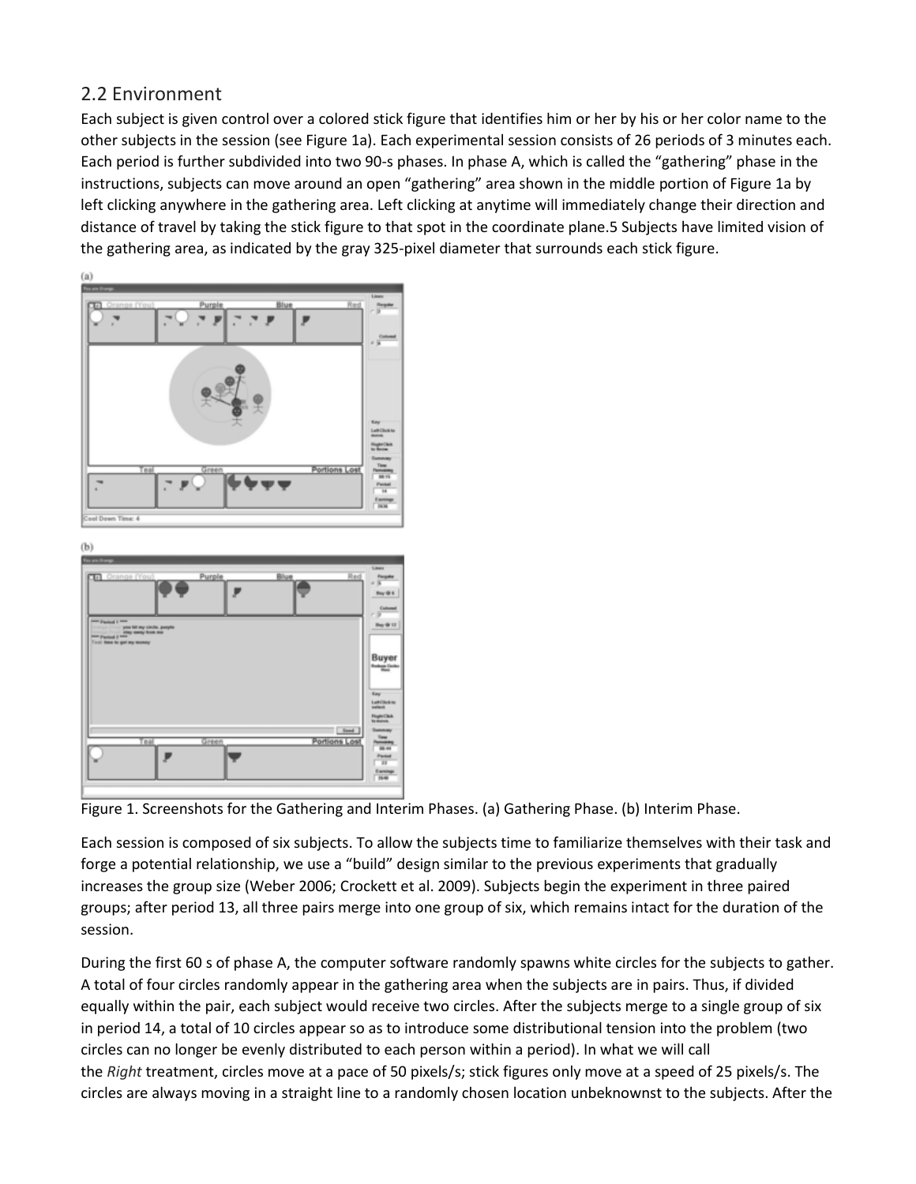## 2.2 Environment

Each subject is given control over a colored stick figure that identifies him or her by his or her color name to the other subjects in the session (see Figure 1a). Each experimental session consists of 26 periods of 3 minutes each. Each period is further subdivided into two 90-s phases. In phase A, which is called the "gathering" phase in the instructions, subjects can move around an open "gathering" area shown in the middle portion of Figure 1a by left clicking anywhere in the gathering area. Left clicking at anytime will immediately change their direction and distance of travel by taking the stick figure to that spot in the coordinate plane.5 Subjects have limited vision of the gathering area, as indicated by the gray 325-pixel diameter that surrounds each stick figure.

Figure 1. Screenshots for the Gathering and Interim Phases. (a) Gathering Phase. (b) Interim Phase.

Each session is composed of six subjects. To allow the subjects time to familiarize themselves with their task and forge a potential relationship, we use a "build" design similar to the previous experiments that gradually increases the group size (Weber 2006; Crockett et al. 2009). Subjects begin the experiment in three paired groups; after period 13, all three pairs merge into one group of six, which remains intact for the duration of the session.

During the first 60 s of phase A, the computer software randomly spawns white circles for the subjects to gather. A total of four circles randomly appear in the gathering area when the subjects are in pairs. Thus, if divided equally within the pair, each subject would receive two circles. After the subjects merge to a single group of six in period 14, a total of 10 circles appear so as to introduce some distributional tension into the problem (two circles can no longer be evenly distributed to each person within a period). In what we will call the *Right* treatment, circles move at a pace of 50 pixels/s; stick figures only move at a speed of 25 pixels/s. The circles are always moving in a straight line to a randomly chosen location unbeknownst to the subjects. After the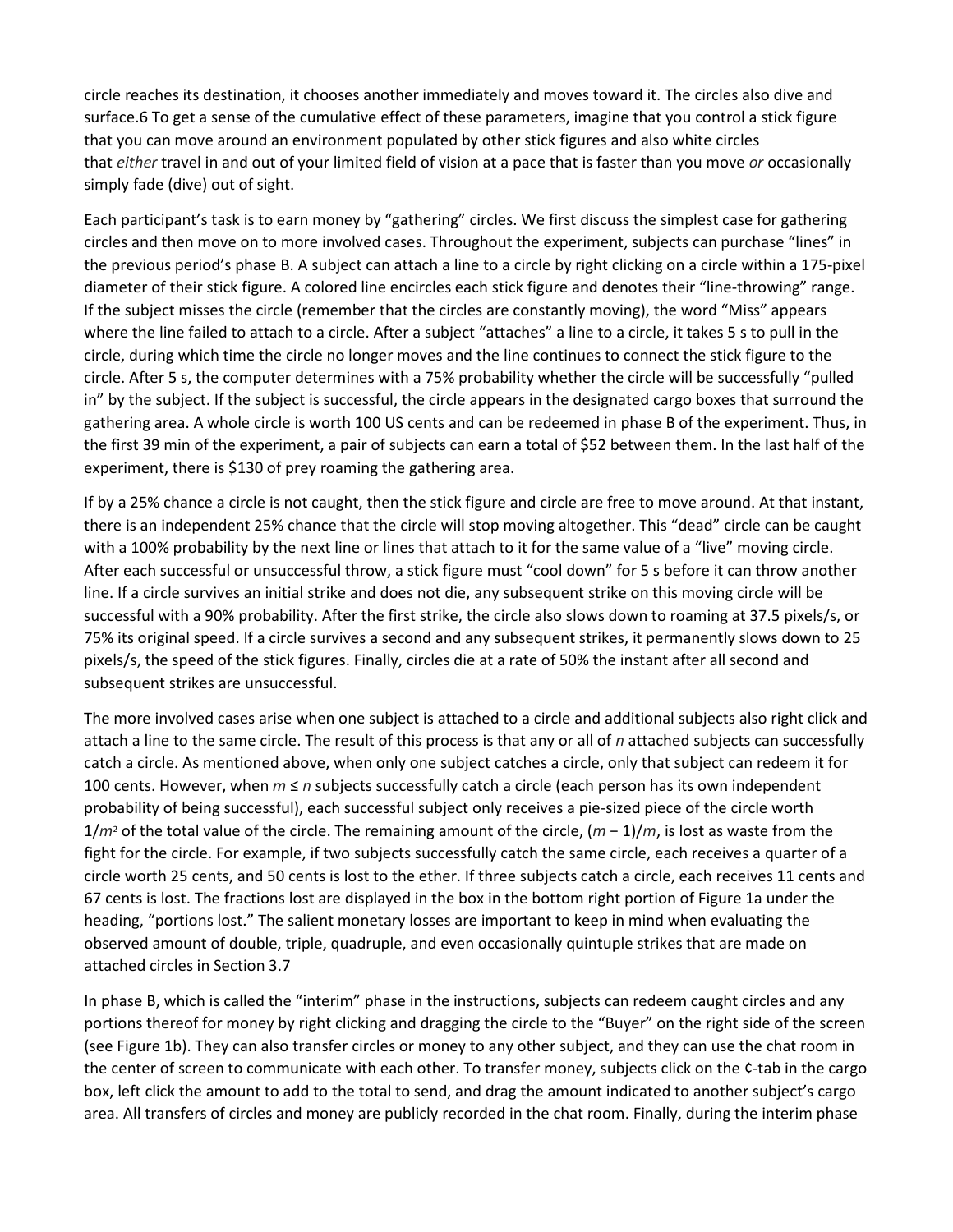circle reaches its destination, it chooses another immediately and moves toward it. The circles also dive and surface.[6] To get a sense of the cumulative effect of these parameters, imagine that you control a stick figure that you can move around an environment populated by other stick figures and also white circles that *either* travel in and out of your limited field of vision at a pace that is faster than you move *or* occasionally simply fade (dive) out of sight.

Each participant's task is to earn money by "gathering" circles. We first discuss the simplest case for gathering circles and then move on to more involved cases. Throughout the experiment, subjects can purchase "lines" in the previous period's phase B. A subject can attach a line to a circle by right clicking on a circle within a 175-pixel diameter of their stick figure. A colored line encircles each stick figure and denotes their "line-throwing" range. If the subject misses the circle (remember that the circles are constantly moving), the word "Miss" appears where the line failed to attach to a circle. After a subject "attaches" a line to a circle, it takes 5 s to pull in the circle, during which time the circle no longer moves and the line continues to connect the stick figure to the circle. After 5 s, the computer determines with a 75% probability whether the circle will be successfully "pulled in" by the subject. If the subject is successful, the circle appears in the designated cargo boxes that surround the gathering area. A whole circle is worth 100 US cents and can be redeemed in phase B of the experiment. Thus, in the first 39 min of the experiment, a pair of subjects can earn a total of $52 between them. In the last half of the experiment, there is $130 of prey roaming the gathering area.

If by a 25% chance a circle is not caught, then the stick figure and circle are free to move around. At that instant, there is an independent 25% chance that the circle will stop moving altogether. This "dead" circle can be caught with a 100% probability by the next line or lines that attach to it for the same value of a "live" moving circle. After each successful or unsuccessful throw, a stick figure must "cool down" for 5 s before it can throw another line. If a circle survives an initial strike and does not die, any subsequent strike on this moving circle will be successful with a 90% probability. After the first strike, the circle also slows down to roaming at 37.5 pixels/s, or 75% its original speed. If a circle survives a second and any subsequent strikes, it permanently slows down to 25 pixels/s, the speed of the stick figures. Finally, circles die at a rate of 50% the instant after all second and subsequent strikes are unsuccessful.

The more involved cases arise when one subject is attached to a circle and additional subjects also right click and attach a line to the same circle. The result of this process is that any or all of $n$ attached subjects can successfully catch a circle. As mentioned above, when only one subject catches a circle, only that subject can redeem it for 100 cents. However, when $m \leq n$ subjects successfully catch a circle (each person has its own independent probability of being successful), each successful subject only receives a pie-sized piece of the circle worth $1/m^2$ of the total value of the circle. The remaining amount of the circle, $(m - 1)/m$, is lost as waste from the fight for the circle. For example, if two subjects successfully catch the same circle, each receives a quarter of a circle worth 25 cents, and 50 cents is lost to the ether. If three subjects catch a circle, each receives 11 cents and 67 cents is lost. The fractions lost are displayed in the box in the bottom right portion of Figure 1a under the heading, "portions lost." The salient monetary losses are important to keep in mind when evaluating the observed amount of double, triple, quadruple, and even occasionally quintuple strikes that are made on attached circles in Section 3.[7]

In phase B, which is called the "interim" phase in the instructions, subjects can redeem caught circles and any portions thereof for money by right clicking and dragging the circle to the "Buyer" on the right side of the screen (see Figure 1b). They can also transfer circles or money to any other subject, and they can use the chat room in the center of screen to communicate with each other. To transfer money, subjects click on the ¢-tab in the cargo box, left click the amount to add to the total to send, and drag the amount indicated to another subject's cargo area. All transfers of circles and money are publicly recorded in the chat room. Finally, during the interim phase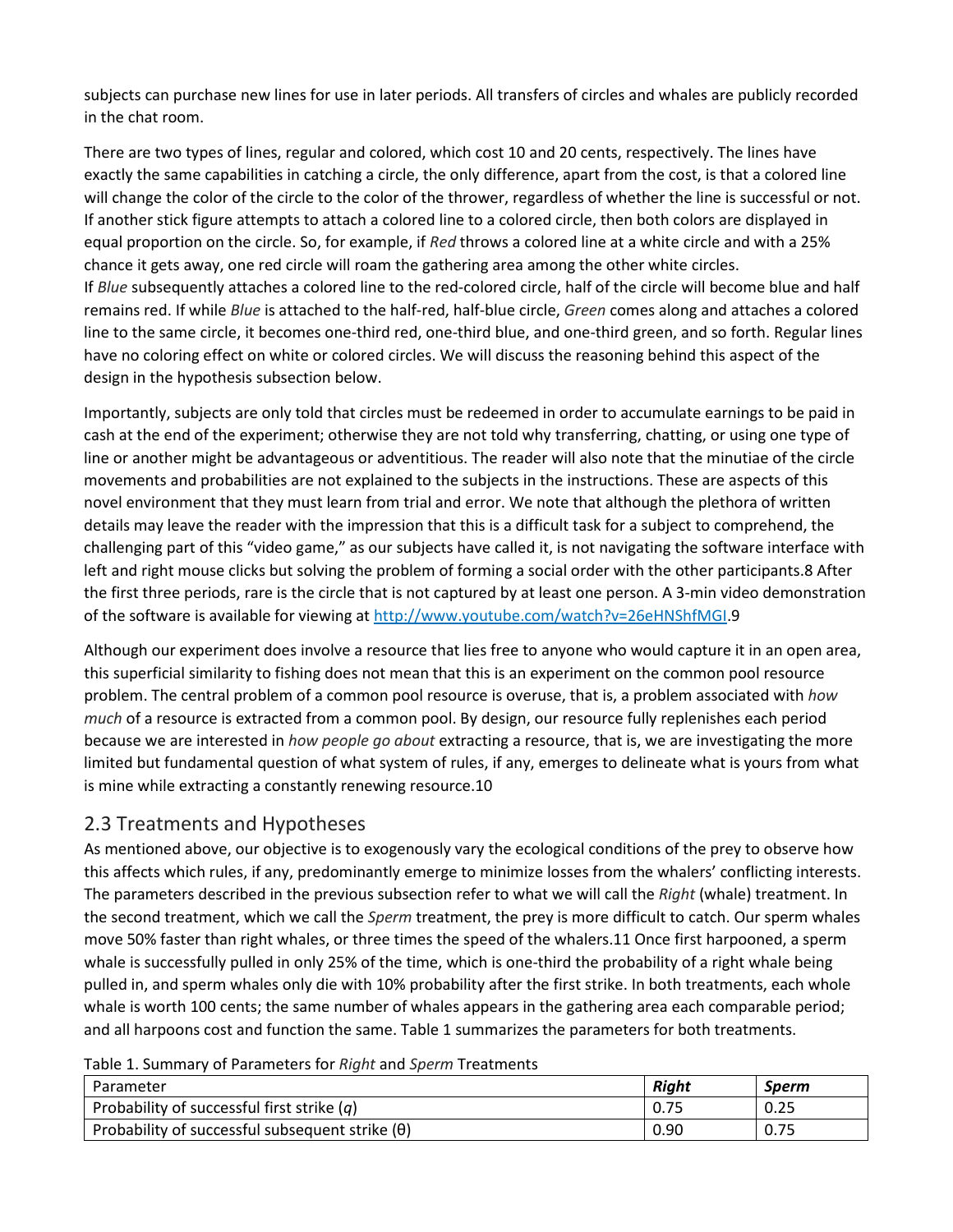subjects can purchase new lines for use in later periods. All transfers of circles and whales are publicly recorded in the chat room.

There are two types of lines, regular and colored, which cost 10 and 20 cents, respectively. The lines have exactly the same capabilities in catching a circle, the only difference, apart from the cost, is that a colored line will change the color of the circle to the color of the thrower, regardless of whether the line is successful or not. If another stick figure attempts to attach a colored line to a colored circle, then both colors are displayed in equal proportion on the circle. So, for example, if *Red* throws a colored line at a white circle and with a 25% chance it gets away, one red circle will roam the gathering area among the other white circles. If *Blue* subsequently attaches a colored line to the red-colored circle, half of the circle will become blue and half remains red. If while *Blue* is attached to the half-red, half-blue circle, *Green* comes along and attaches a colored line to the same circle, it becomes one-third red, one-third blue, and one-third green, and so forth. Regular lines have no coloring effect on white or colored circles. We will discuss the reasoning behind this aspect of the design in the hypothesis subsection below.

Importantly, subjects are only told that circles must be redeemed in order to accumulate earnings to be paid in cash at the end of the experiment; otherwise they are not told why transferring, chatting, or using one type of line or another might be advantageous or adventitious. The reader will also note that the minutiae of the circle movements and probabilities are not explained to the subjects in the instructions. These are aspects of this novel environment that they must learn from trial and error. We note that although the plethora of written details may leave the reader with the impression that this is a difficult task for a subject to comprehend, the challenging part of this "video game," as our subjects have called it, is not navigating the software interface with left and right mouse clicks but solving the problem of forming a social order with the other participants.[8] After the first three periods, rare is the circle that is not captured by at least one person. A 3-min video demonstration of the software is available for viewing at http://www.youtube.com/watch?v=26eHNShfMGI.[9]

Although our experiment does involve a resource that lies free to anyone who would capture it in an open area, this superficial similarity to fishing does not mean that this is an experiment on the common pool resource problem. The central problem of a common pool resource is overuse, that is, a problem associated with *how much* of a resource is extracted from a common pool. By design, our resource fully replenishes each period because we are interested in *how people go about* extracting a resource, that is, we are investigating the more limited but fundamental question of what system of rules, if any, emerges to delineate what is yours from what is mine while extracting a constantly renewing resource.[10]

## 2.3 Treatments and Hypotheses

As mentioned above, our objective is to exogenously vary the ecological conditions of the prey to observe how this affects which rules, if any, predominantly emerge to minimize losses from the whalers' conflicting interests. The parameters described in the previous subsection refer to what we will call the *Right* (whale) treatment. In the second treatment, which we call the *Sperm* treatment, the prey is more difficult to catch. Our sperm whales move 50% faster than right whales, or three times the speed of the whalers.[11] Once first harpooned, a sperm whale is successfully pulled in only 25% of the time, which is one-third the probability of a right whale being pulled in, and sperm whales only die with 10% probability after the first strike. In both treatments, each whole whale is worth 100 cents; the same number of whales appears in the gathering area each comparable period; and all harpoons cost and function the same. Table 1 summarizes the parameters for both treatments.

Table 1. Summary of Parameters for *Right* and *Sperm* Treatments

| Parameter | ***Right*** | ***Sperm*** |
|---|---|---|
| Probability of successful first strike ($q$) | 0.75 | 0.25 |
| Probability of successful subsequent strike ($\theta$) | 0.90 | 0.75 |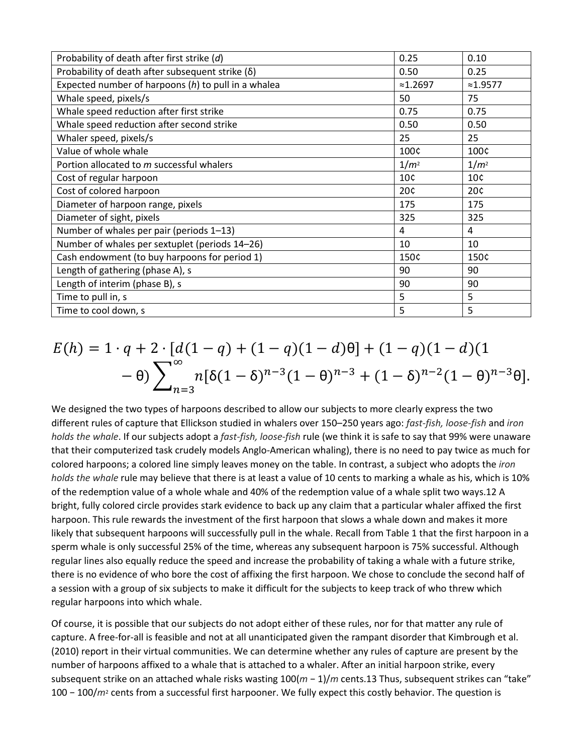| Probability of death after first strike ($d$) | 0.25 | 0.10 |
|---|---|---|
| Probability of death after subsequent strike (δ) | 0.50 | 0.25 |
| Expected number of harpoons ($h$) to pull in a whalea | ≈1.2697 | ≈1.9577 |
| Whale speed, pixels/s | 50 | 75 |
| Whale speed reduction after first strike | 0.75 | 0.75 |
| Whale speed reduction after second strike | 0.50 | 0.50 |
| Whaler speed, pixels/s | 25 | 25 |
| Value of whole whale | 100¢ | 100¢ |
| Portion allocated to $m$ successful whalers | $1/m^2$ | $1/m^2$ |
| Cost of regular harpoon | 10¢ | 10¢ |
| Cost of colored harpoon | 20¢ | 20¢ |
| Diameter of harpoon range, pixels | 175 | 175 |
| Diameter of sight, pixels | 325 | 325 |
| Number of whales per pair (periods 1–13) | 4 | 4 |
| Number of whales per sextuplet (periods 14–26) | 10 | 10 |
| Cash endowment (to buy harpoons for period 1) | 150¢ | 150¢ |
| Length of gathering (phase A), s | 90 | 90 |
| Length of interim (phase B), s | 90 | 90 |
| Time to pull in, s | 5 | 5 |
| Time to cool down, s | 5 | 5 |

$$E(h) = 1 \cdot q + 2 \cdot [d(1-q) + (1-q)(1-d)\theta] + (1-q)(1-d)(1-\theta)\sum_{n=3}^{\infty} n[\delta(1-\delta)^{n-3}(1-\theta)^{n-3} + (1-\delta)^{n-2}(1-\theta)^{n-3}\theta].$$

We designed the two types of harpoons described to allow our subjects to more clearly express the two different rules of capture that Ellickson studied in whalers over 150–250 years ago: *fast-fish, loose-fish* and *iron holds the whale*. If our subjects adopt a *fast-fish, loose-fish* rule (we think it is safe to say that 99% were unaware that their computerized task crudely models Anglo-American whaling), there is no need to pay twice as much for colored harpoons; a colored line simply leaves money on the table. In contrast, a subject who adopts the *iron holds the whale* rule may believe that there is at least a value of 10 cents to marking a whale as his, which is 10% of the redemption value of a whole whale and 40% of the redemption value of a whale split two ways.[12] A bright, fully colored circle provides stark evidence to back up any claim that a particular whaler affixed the first harpoon. This rule rewards the investment of the first harpoon that slows a whale down and makes it more likely that subsequent harpoons will successfully pull in the whale. Recall from Table 1 that the first harpoon in a sperm whale is only successful 25% of the time, whereas any subsequent harpoon is 75% successful. Although regular lines also equally reduce the speed and increase the probability of taking a whale with a future strike, there is no evidence of who bore the cost of affixing the first harpoon. We chose to conclude the second half of a session with a group of six subjects to make it difficult for the subjects to keep track of who threw which regular harpoons into which whale.

Of course, it is possible that our subjects do not adopt either of these rules, nor for that matter any rule of capture. A free-for-all is feasible and not at all unanticipated given the rampant disorder that Kimbrough et al. (2010) report in their virtual communities. We can determine whether any rules of capture are present by the number of harpoons affixed to a whale that is attached to a whaler. After an initial harpoon strike, every subsequent strike on an attached whale risks wasting $100(m-1)/m$ cents.[13] Thus, subsequent strikes can "take" $100 - 100/m^2$ cents from a successful first harpooner. We fully expect this costly behavior. The question is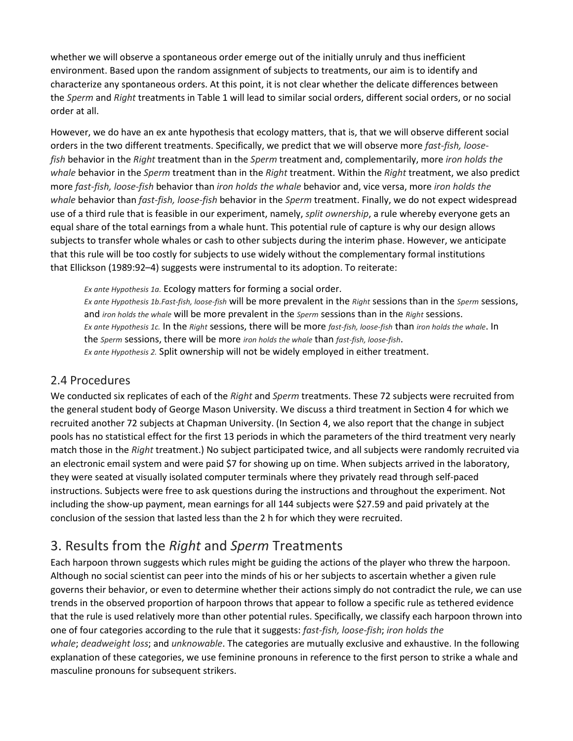whether we will observe a spontaneous order emerge out of the initially unruly and thus inefficient environment. Based upon the random assignment of subjects to treatments, our aim is to identify and characterize any spontaneous orders. At this point, it is not clear whether the delicate differences between the *Sperm* and *Right* treatments in Table 1 will lead to similar social orders, different social orders, or no social order at all.

However, we do have an ex ante hypothesis that ecology matters, that is, that we will observe different social orders in the two different treatments. Specifically, we predict that we will observe more *fast-fish, loose-fish* behavior in the *Right* treatment than in the *Sperm* treatment and, complementarily, more *iron holds the whale* behavior in the *Sperm* treatment than in the *Right* treatment. Within the *Right* treatment, we also predict more *fast-fish, loose-fish* behavior than *iron holds the whale* behavior and, vice versa, more *iron holds the whale* behavior than *fast-fish, loose-fish* behavior in the *Sperm* treatment. Finally, we do not expect widespread use of a third rule that is feasible in our experiment, namely, *split ownership*, a rule whereby everyone gets an equal share of the total earnings from a whale hunt. This potential rule of capture is why our design allows subjects to transfer whole whales or cash to other subjects during the interim phase. However, we anticipate that this rule will be too costly for subjects to use widely without the complementary formal institutions that Ellickson (1989:92–4) suggests were instrumental to its adoption. To reiterate:

> *Ex ante Hypothesis 1a.* Ecology matters for forming a social order.
> *Ex ante Hypothesis 1b.Fast-fish, loose-fish* will be more prevalent in the *Right* sessions than in the *Sperm* sessions, and *iron holds the whale* will be more prevalent in the *Sperm* sessions than in the *Right* sessions.
> *Ex ante Hypothesis 1c.* In the *Right* sessions, there will be more *fast-fish, loose-fish* than *iron holds the whale*. In the *Sperm* sessions, there will be more *iron holds the whale* than *fast-fish, loose-fish*.
> *Ex ante Hypothesis 2.* Split ownership will not be widely employed in either treatment.

## 2.4 Procedures

We conducted six replicates of each of the *Right* and *Sperm* treatments. These 72 subjects were recruited from the general student body of George Mason University. We discuss a third treatment in Section 4 for which we recruited another 72 subjects at Chapman University. (In Section 4, we also report that the change in subject pools has no statistical effect for the first 13 periods in which the parameters of the third treatment very nearly match those in the *Right* treatment.) No subject participated twice, and all subjects were randomly recruited via an electronic email system and were paid $7 for showing up on time. When subjects arrived in the laboratory, they were seated at visually isolated computer terminals where they privately read through self-paced instructions. Subjects were free to ask questions during the instructions and throughout the experiment. Not including the show-up payment, mean earnings for all 144 subjects were $27.59 and paid privately at the conclusion of the session that lasted less than the 2 h for which they were recruited.

# 3. Results from the *Right* and *Sperm* Treatments

Each harpoon thrown suggests which rules might be guiding the actions of the player who threw the harpoon. Although no social scientist can peer into the minds of his or her subjects to ascertain whether a given rule governs their behavior, or even to determine whether their actions simply do not contradict the rule, we can use trends in the observed proportion of harpoon throws that appear to follow a specific rule as tethered evidence that the rule is used relatively more than other potential rules. Specifically, we classify each harpoon thrown into one of four categories according to the rule that it suggests: *fast-fish, loose-fish*; *iron holds the whale*; *deadweight loss*; and *unknowable*. The categories are mutually exclusive and exhaustive. In the following explanation of these categories, we use feminine pronouns in reference to the first person to strike a whale and masculine pronouns for subsequent strikers.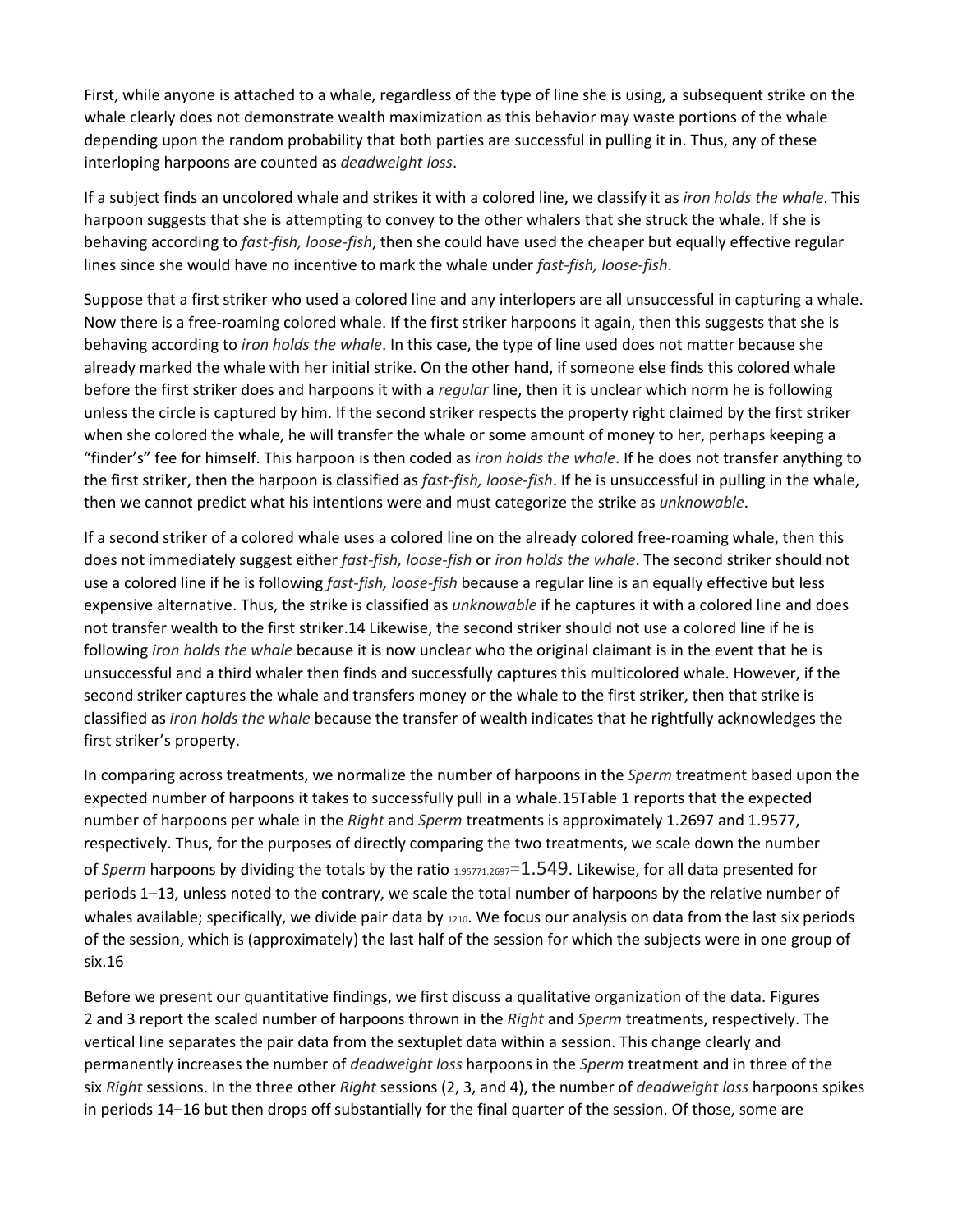First, while anyone is attached to a whale, regardless of the type of line she is using, a subsequent strike on the whale clearly does not demonstrate wealth maximization as this behavior may waste portions of the whale depending upon the random probability that both parties are successful in pulling it in. Thus, any of these interloping harpoons are counted as *deadweight loss*.

If a subject finds an uncolored whale and strikes it with a colored line, we classify it as *iron holds the whale*. This harpoon suggests that she is attempting to convey to the other whalers that she struck the whale. If she is behaving according to *fast-fish, loose-fish*, then she could have used the cheaper but equally effective regular lines since she would have no incentive to mark the whale under *fast-fish, loose-fish*.

Suppose that a first striker who used a colored line and any interlopers are all unsuccessful in capturing a whale. Now there is a free-roaming colored whale. If the first striker harpoons it again, then this suggests that she is behaving according to *iron holds the whale*. In this case, the type of line used does not matter because she already marked the whale with her initial strike. On the other hand, if someone else finds this colored whale before the first striker does and harpoons it with a *regular* line, then it is unclear which norm he is following unless the circle is captured by him. If the second striker respects the property right claimed by the first striker when she colored the whale, he will transfer the whale or some amount of money to her, perhaps keeping a "finder's" fee for himself. This harpoon is then coded as *iron holds the whale*. If he does not transfer anything to the first striker, then the harpoon is classified as *fast-fish, loose-fish*. If he is unsuccessful in pulling in the whale, then we cannot predict what his intentions were and must categorize the strike as *unknowable*.

If a second striker of a colored whale uses a colored line on the already colored free-roaming whale, then this does not immediately suggest either *fast-fish, loose-fish* or *iron holds the whale*. The second striker should not use a colored line if he is following *fast-fish, loose-fish* because a regular line is an equally effective but less expensive alternative. Thus, the strike is classified as *unknowable* if he captures it with a colored line and does not transfer wealth to the first striker.14 Likewise, the second striker should not use a colored line if he is following *iron holds the whale* because it is now unclear who the original claimant is in the event that he is unsuccessful and a third whaler then finds and successfully captures this multicolored whale. However, if the second striker captures the whale and transfers money or the whale to the first striker, then that strike is classified as *iron holds the whale* because the transfer of wealth indicates that he rightfully acknowledges the first striker's property.

In comparing across treatments, we normalize the number of harpoons in the *Sperm* treatment based upon the expected number of harpoons it takes to successfully pull in a whale.15 Table 1 reports that the expected number of harpoons per whale in the *Right* and *Sperm* treatments is approximately 1.2697 and 1.9577, respectively. Thus, for the purposes of directly comparing the two treatments, we scale down the number of *Sperm* harpoons by dividing the totals by the ratio $\frac{1.9577}{1.2697}=1.549$. Likewise, for all data presented for periods 1–13, unless noted to the contrary, we scale the total number of harpoons by the relative number of whales available; specifically, we divide pair data by $\frac{12}{10}$. We focus our analysis on data from the last six periods of the session, which is (approximately) the last half of the session for which the subjects were in one group of six.16

Before we present our quantitative findings, we first discuss a qualitative organization of the data. Figures 2 and 3 report the scaled number of harpoons thrown in the *Right* and *Sperm* treatments, respectively. The vertical line separates the pair data from the sextuplet data within a session. This change clearly and permanently increases the number of *deadweight loss* harpoons in the *Sperm* treatment and in three of the six *Right* sessions. In the three other *Right* sessions (2, 3, and 4), the number of *deadweight loss* harpoons spikes in periods 14–16 but then drops off substantially for the final quarter of the session. Of those, some are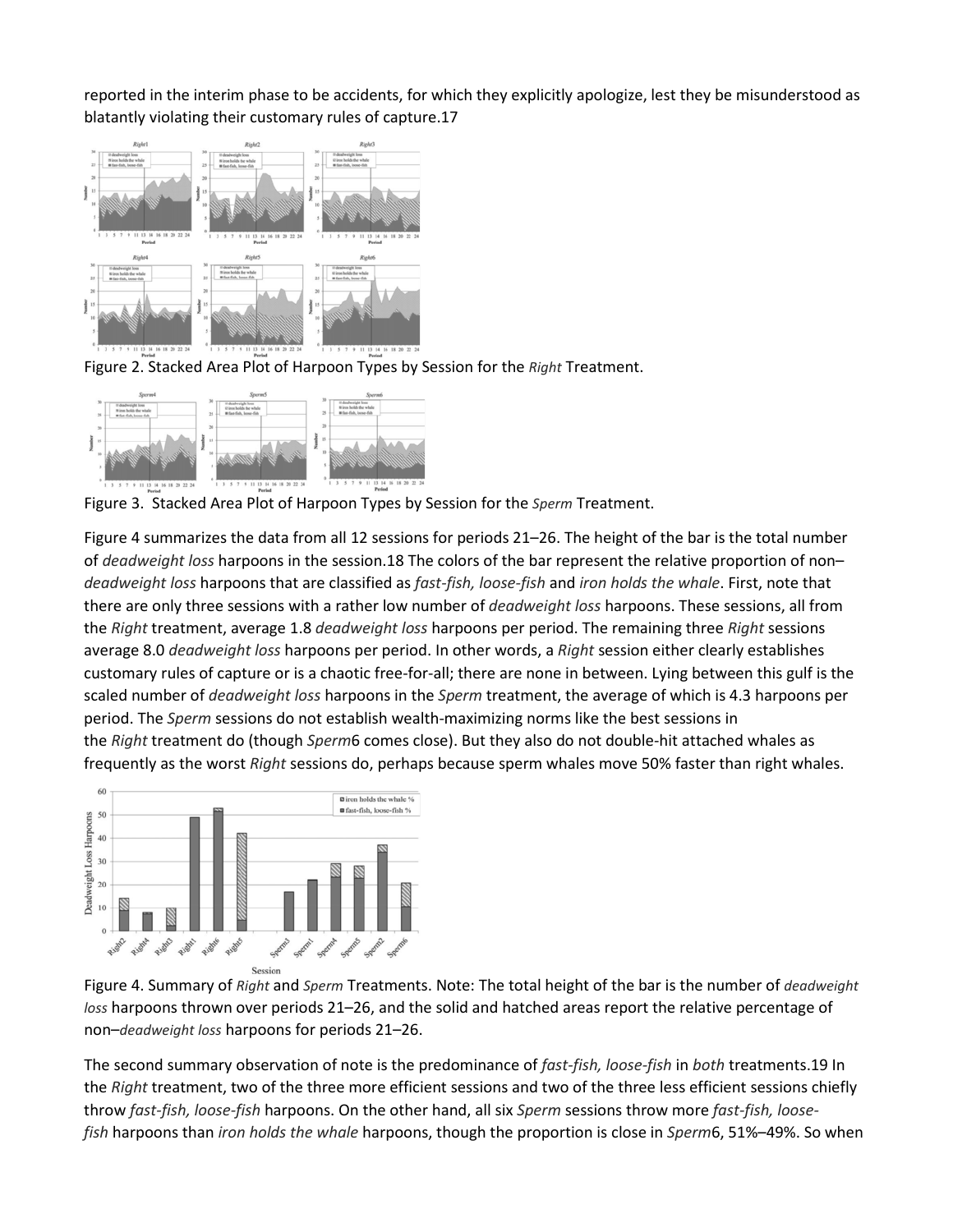reported in the interim phase to be accidents, for which they explicitly apologize, lest they be misunderstood as blatantly violating their customary rules of capture.17

Figure 2. Stacked Area Plot of Harpoon Types by Session for the *Right* Treatment.

Figure 3. Stacked Area Plot of Harpoon Types by Session for the *Sperm* Treatment.

Figure 4 summarizes the data from all 12 sessions for periods 21–26. The height of the bar is the total number of *deadweight loss* harpoons in the session.18 The colors of the bar represent the relative proportion of non–*deadweight loss* harpoons that are classified as *fast-fish, loose-fish* and *iron holds the whale*. First, note that there are only three sessions with a rather low number of *deadweight loss* harpoons. These sessions, all from the *Right* treatment, average 1.8 *deadweight loss* harpoons per period. The remaining three *Right* sessions average 8.0 *deadweight loss* harpoons per period. In other words, a *Right* session either clearly establishes customary rules of capture or is a chaotic free-for-all; there are none in between. Lying between this gulf is the scaled number of *deadweight loss* harpoons in the *Sperm* treatment, the average of which is 4.3 harpoons per period. The *Sperm* sessions do not establish wealth-maximizing norms like the best sessions in the *Right* treatment do (though *Sperm*6 comes close). But they also do not double-hit attached whales as frequently as the worst *Right* sessions do, perhaps because sperm whales move 50% faster than right whales.

Figure 4. Summary of *Right* and *Sperm* Treatments. Note: The total height of the bar is the number of *deadweight loss* harpoons thrown over periods 21–26, and the solid and hatched areas report the relative percentage of non–*deadweight loss* harpoons for periods 21–26.

The second summary observation of note is the predominance of *fast-fish, loose-fish* in *both* treatments.19 In the *Right* treatment, two of the three more efficient sessions and two of the three less efficient sessions chiefly throw *fast-fish, loose-fish* harpoons. On the other hand, all six *Sperm* sessions throw more *fast-fish, loose-fish* harpoons than *iron holds the whale* harpoons, though the proportion is close in *Sperm*6, 51%–49%. So when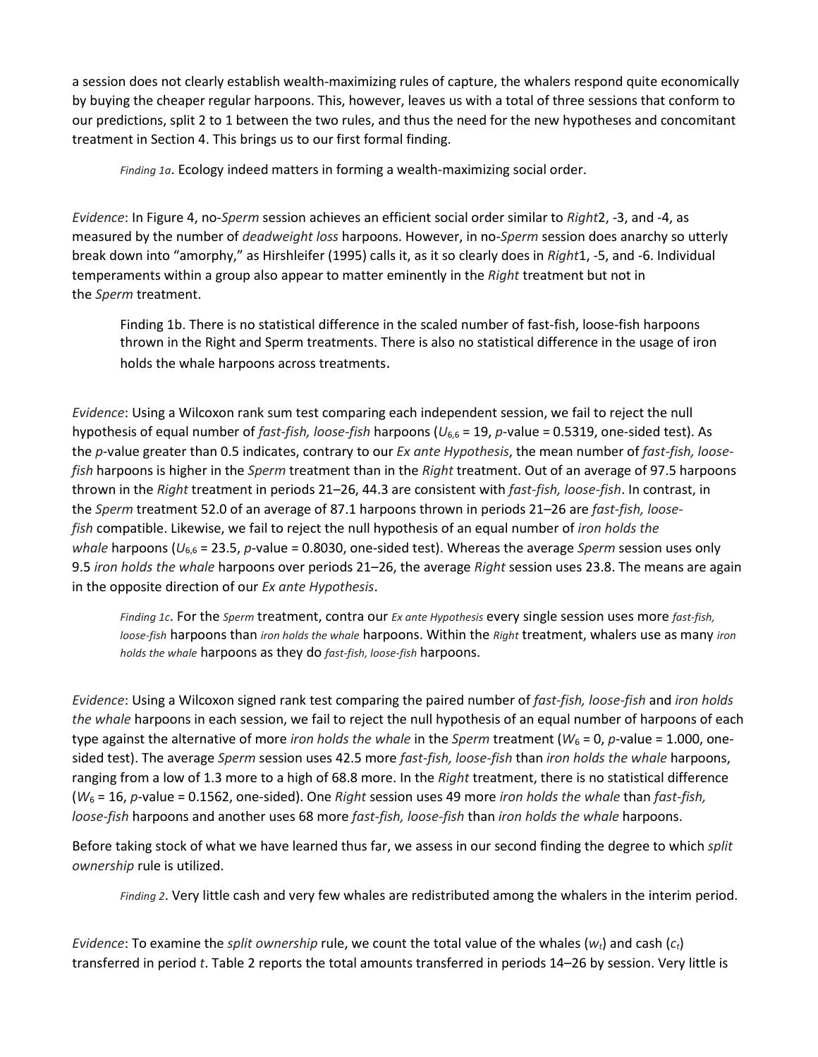a session does not clearly establish wealth-maximizing rules of capture, the whalers respond quite economically by buying the cheaper regular harpoons. This, however, leaves us with a total of three sessions that conform to our predictions, split 2 to 1 between the two rules, and thus the need for the new hypotheses and concomitant treatment in Section 4. This brings us to our first formal finding.

> *Finding 1a*. Ecology indeed matters in forming a wealth-maximizing social order.

*Evidence*: In Figure 4, no-*Sperm* session achieves an efficient social order similar to *Right*2, -3, and -4, as measured by the number of *deadweight loss* harpoons. However, in no-*Sperm* session does anarchy so utterly break down into "amorphy," as Hirshleifer (1995) calls it, as it so clearly does in *Right*1, -5, and -6. Individual temperaments within a group also appear to matter eminently in the *Right* treatment but not in the *Sperm* treatment.

> Finding 1b. There is no statistical difference in the scaled number of fast-fish, loose-fish harpoons thrown in the Right and Sperm treatments. There is also no statistical difference in the usage of iron holds the whale harpoons across treatments.

*Evidence*: Using a Wilcoxon rank sum test comparing each independent session, we fail to reject the null hypothesis of equal number of *fast-fish, loose-fish* harpoons ($U_{6,6} = 19$, $p$-value = 0.5319, one-sided test). As the $p$-value greater than 0.5 indicates, contrary to our *Ex ante Hypothesis*, the mean number of *fast-fish, loose-fish* harpoons is higher in the *Sperm* treatment than in the *Right* treatment. Out of an average of 97.5 harpoons thrown in the *Right* treatment in periods 21–26, 44.3 are consistent with *fast-fish, loose-fish*. In contrast, in the *Sperm* treatment 52.0 of an average of 87.1 harpoons thrown in periods 21–26 are *fast-fish, loose-fish* compatible. Likewise, we fail to reject the null hypothesis of an equal number of *iron holds the whale* harpoons ($U_{6,6} = 23.5$, $p$-value = 0.8030, one-sided test). Whereas the average *Sperm* session uses only 9.5 *iron holds the whale* harpoons over periods 21–26, the average *Right* session uses 23.8. The means are again in the opposite direction of our *Ex ante Hypothesis*.

> *Finding 1c*. For the *Sperm* treatment, contra our *Ex ante Hypothesis* every single session uses more *fast-fish, loose-fish* harpoons than *iron holds the whale* harpoons. Within the *Right* treatment, whalers use as many *iron holds the whale* harpoons as they do *fast-fish, loose-fish* harpoons.

*Evidence*: Using a Wilcoxon signed rank test comparing the paired number of *fast-fish, loose-fish* and *iron holds the whale* harpoons in each session, we fail to reject the null hypothesis of an equal number of harpoons of each type against the alternative of more *iron holds the whale* in the *Sperm* treatment ($W_6 = 0$, $p$-value = 1.000, one-sided test). The average *Sperm* session uses 42.5 more *fast-fish, loose-fish* than *iron holds the whale* harpoons, ranging from a low of 1.3 more to a high of 68.8 more. In the *Right* treatment, there is no statistical difference ($W_6 = 16$, $p$-value = 0.1562, one-sided). One *Right* session uses 49 more *iron holds the whale* than *fast-fish, loose-fish* harpoons and another uses 68 more *fast-fish, loose-fish* than *iron holds the whale* harpoons.

Before taking stock of what we have learned thus far, we assess in our second finding the degree to which *split ownership* rule is utilized.

> *Finding 2*. Very little cash and very few whales are redistributed among the whalers in the interim period.

*Evidence*: To examine the *split ownership* rule, we count the total value of the whales ($w_t$) and cash ($c_t$) transferred in period $t$. Table 2 reports the total amounts transferred in periods 14–26 by session. Very little is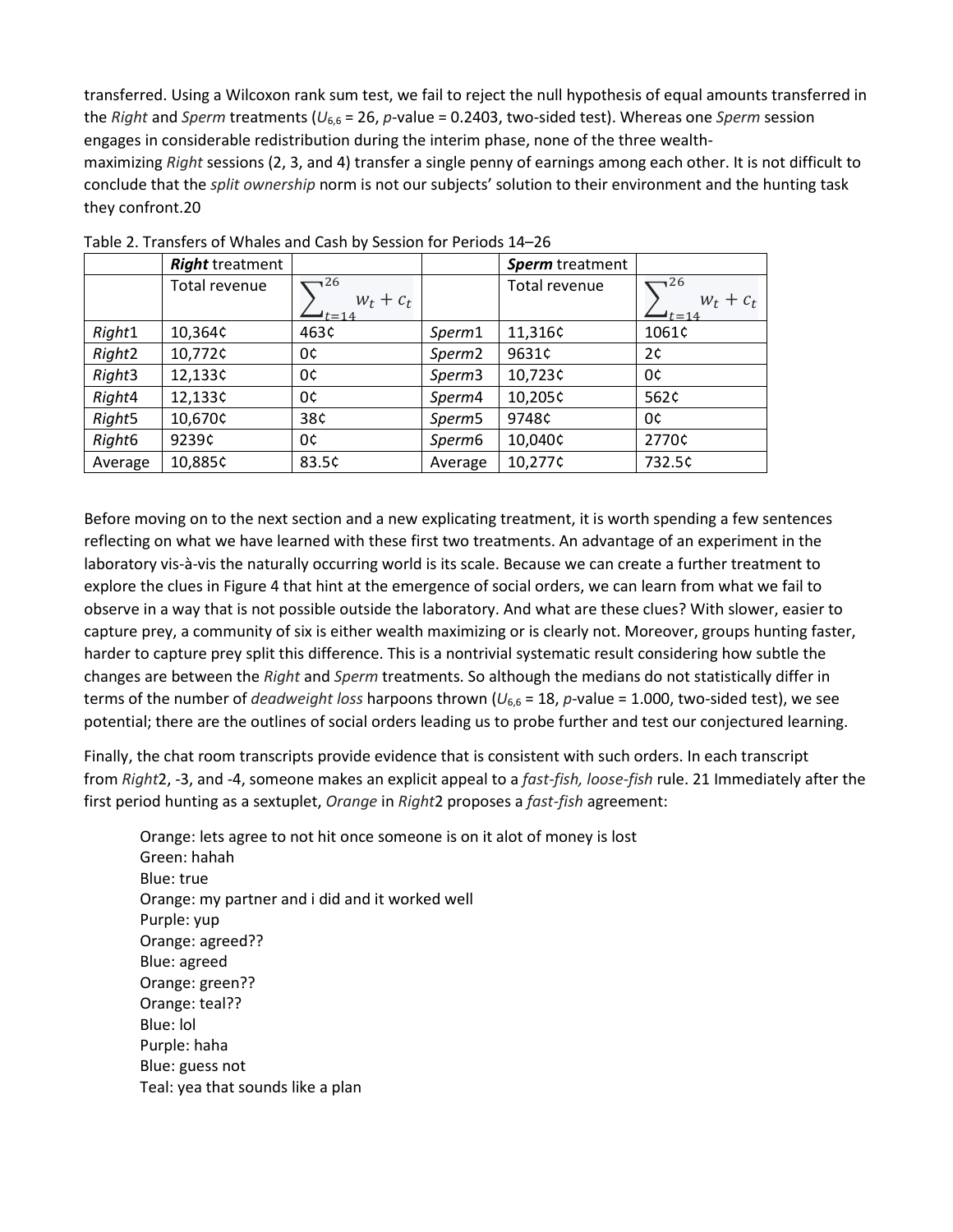transferred. Using a Wilcoxon rank sum test, we fail to reject the null hypothesis of equal amounts transferred in the *Right* and *Sperm* treatments ($U_{6,6}$ = 26, *p*-value = 0.2403, two-sided test). Whereas one *Sperm* session engages in considerable redistribution during the interim phase, none of the three wealth-maximizing *Right* sessions (2, 3, and 4) transfer a single penny of earnings among each other. It is not difficult to conclude that the *split ownership* norm is not our subjects' solution to their environment and the hunting task they confront.[20]

Table 2. Transfers of Whales and Cash by Session for Periods 14–26

| | ***Right* treatment** | | | ***Sperm* treatment** | |
|---|---|---|---|---|---|
| | Total revenue | $\sum_{t=14}^{26} w_t + c_t$ | | Total revenue | $\sum_{t=14}^{26} w_t + c_t$ |
| *Right*1 | 10,364¢ | 463¢ | *Sperm*1 | 11,316¢ | 1061¢ |
| *Right*2 | 10,772¢ | 0¢ | *Sperm*2 | 9631¢ | 2¢ |
| *Right*3 | 12,133¢ | 0¢ | *Sperm*3 | 10,723¢ | 0¢ |
| *Right*4 | 12,133¢ | 0¢ | *Sperm*4 | 10,205¢ | 562¢ |
| *Right*5 | 10,670¢ | 38¢ | *Sperm*5 | 9748¢ | 0¢ |
| *Right*6 | 9239¢ | 0¢ | *Sperm*6 | 10,040¢ | 2770¢ |
| Average | 10,885¢ | 83.5¢ | Average | 10,277¢ | 732.5¢ |

Before moving on to the next section and a new explicating treatment, it is worth spending a few sentences reflecting on what we have learned with these first two treatments. An advantage of an experiment in the laboratory vis-à-vis the naturally occurring world is its scale. Because we can create a further treatment to explore the clues in Figure 4 that hint at the emergence of social orders, we can learn from what we fail to observe in a way that is not possible outside the laboratory. And what are these clues? With slower, easier to capture prey, a community of six is either wealth maximizing or is clearly not. Moreover, groups hunting faster, harder to capture prey split this difference. This is a nontrivial systematic result considering how subtle the changes are between the *Right* and *Sperm* treatments. So although the medians do not statistically differ in terms of the number of *deadweight loss* harpoons thrown ($U_{6,6}$ = 18, *p*-value = 1.000, two-sided test), we see potential; there are the outlines of social orders leading us to probe further and test our conjectured learning.

Finally, the chat room transcripts provide evidence that is consistent with such orders. In each transcript from *Right*2, -3, and -4, someone makes an explicit appeal to a *fast-fish, loose-fish* rule.[21] Immediately after the first period hunting as a sextuplet, *Orange* in *Right*2 proposes a *fast-fish* agreement:

> Orange: lets agree to not hit once someone is on it alot of money is lost
> Green: hahah
> Blue: true
> Orange: my partner and i did and it worked well
> Purple: yup
> Orange: agreed??
> Blue: agreed
> Orange: green??
> Orange: teal??
> Blue: lol
> Purple: haha
> Blue: guess not
> Teal: yea that sounds like a plan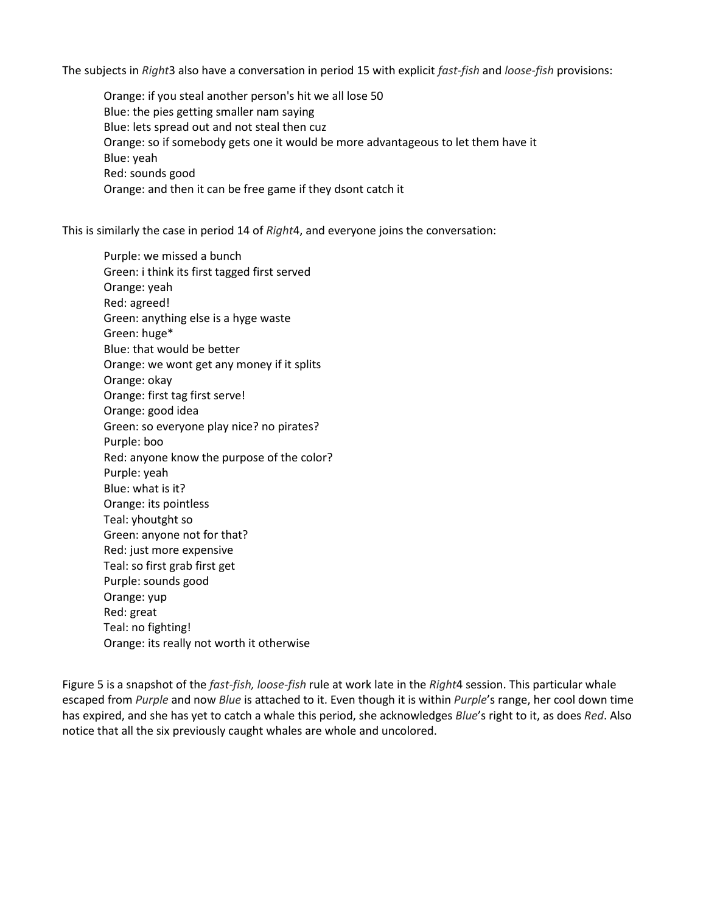The subjects in *Right*3 also have a conversation in period 15 with explicit *fast-fish* and *loose-fish* provisions:

> Orange: if you steal another person's hit we all lose 50
> Blue: the pies getting smaller nam saying
> Blue: lets spread out and not steal then cuz
> Orange: so if somebody gets one it would be more advantageous to let them have it
> Blue: yeah
> Red: sounds good
> Orange: and then it can be free game if they dsont catch it

This is similarly the case in period 14 of *Right*4, and everyone joins the conversation:

> Purple: we missed a bunch
> Green: i think its first tagged first served
> Orange: yeah
> Red: agreed!
> Green: anything else is a hyge waste
> Green: huge*
> Blue: that would be better
> Orange: we wont get any money if it splits
> Orange: okay
> Orange: first tag first serve!
> Orange: good idea
> Green: so everyone play nice? no pirates?
> Purple: boo
> Red: anyone know the purpose of the color?
> Purple: yeah
> Blue: what is it?
> Orange: its pointless
> Teal: yhoutght so
> Green: anyone not for that?
> Red: just more expensive
> Teal: so first grab first get
> Purple: sounds good
> Orange: yup
> Red: great
> Teal: no fighting!
> Orange: its really not worth it otherwise

Figure 5 is a snapshot of the *fast-fish, loose-fish* rule at work late in the *Right*4 session. This particular whale escaped from *Purple* and now *Blue* is attached to it. Even though it is within *Purple*'s range, her cool down time has expired, and she has yet to catch a whale this period, she acknowledges *Blue*'s right to it, as does *Red*. Also notice that all the six previously caught whales are whole and uncolored.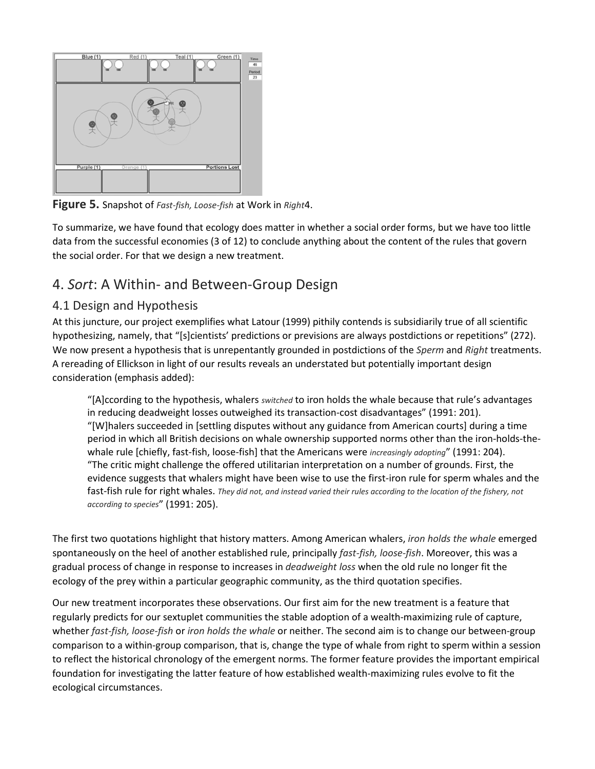**Figure 5.** Snapshot of *Fast-fish, Loose-fish* at Work in *Right*4.

To summarize, we have found that ecology does matter in whether a social order forms, but we have too little data from the successful economies (3 of 12) to conclude anything about the content of the rules that govern the social order. For that we design a new treatment.

## 4. *Sort*: A Within- and Between-Group Design

### 4.1 Design and Hypothesis

At this juncture, our project exemplifies what Latour (1999) pithily contends is subsidiarily true of all scientific hypothesizing, namely, that "[s]cientists' predictions or previsions are always postdictions or repetitions" (272). We now present a hypothesis that is unrepentantly grounded in postdictions of the *Sperm* and *Right* treatments. A rereading of Ellickson in light of our results reveals an understated but potentially important design consideration (emphasis added):

> "[A]ccording to the hypothesis, whalers *switched* to iron holds the whale because that rule's advantages in reducing deadweight losses outweighed its transaction-cost disadvantages" (1991: 201).
> "[W]halers succeeded in [settling disputes without any guidance from American courts] during a time period in which all British decisions on whale ownership supported norms other than the iron-holds-the-whale rule [chiefly, fast-fish, loose-fish] that the Americans were *increasingly adopting*" (1991: 204).
> "The critic might challenge the offered utilitarian interpretation on a number of grounds. First, the evidence suggests that whalers might have been wise to use the first-iron rule for sperm whales and the fast-fish rule for right whales. *They did not, and instead varied their rules according to the location of the fishery, not according to species*" (1991: 205).

The first two quotations highlight that history matters. Among American whalers, *iron holds the whale* emerged spontaneously on the heel of another established rule, principally *fast-fish, loose-fish*. Moreover, this was a gradual process of change in response to increases in *deadweight loss* when the old rule no longer fit the ecology of the prey within a particular geographic community, as the third quotation specifies.

Our new treatment incorporates these observations. Our first aim for the new treatment is a feature that regularly predicts for our sextuplet communities the stable adoption of a wealth-maximizing rule of capture, whether *fast-fish, loose-fish* or *iron holds the whale* or neither. The second aim is to change our between-group comparison to a within-group comparison, that is, change the type of whale from right to sperm within a session to reflect the historical chronology of the emergent norms. The former feature provides the important empirical foundation for investigating the latter feature of how established wealth-maximizing rules evolve to fit the ecological circumstances.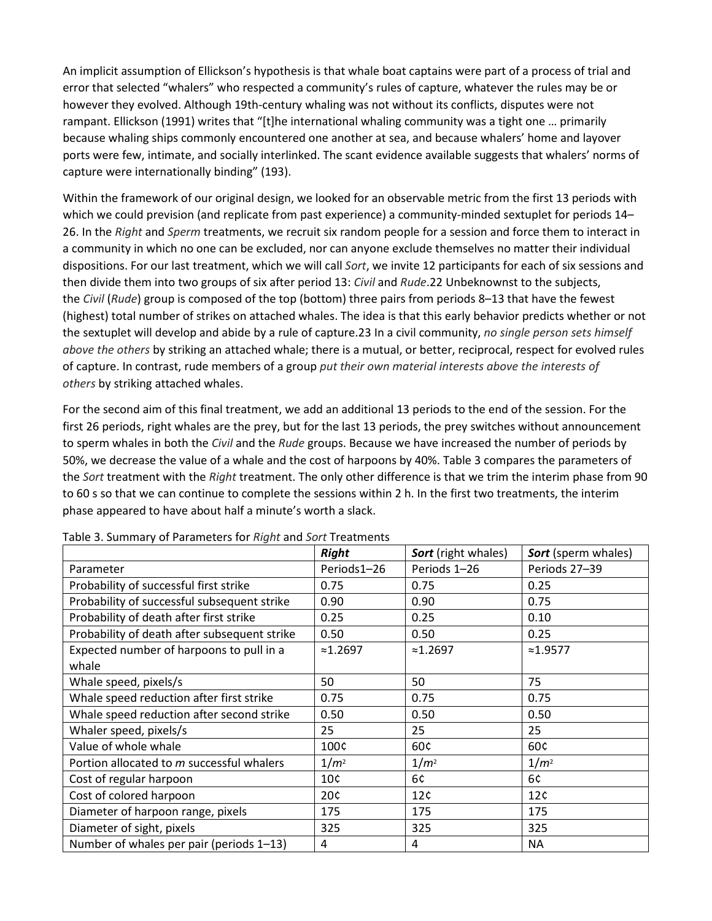An implicit assumption of Ellickson's hypothesis is that whale boat captains were part of a process of trial and error that selected "whalers" who respected a community's rules of capture, whatever the rules may be or however they evolved. Although 19th-century whaling was not without its conflicts, disputes were not rampant. Ellickson (1991) writes that "[t]he international whaling community was a tight one … primarily because whaling ships commonly encountered one another at sea, and because whalers' home and layover ports were few, intimate, and socially interlinked. The scant evidence available suggests that whalers' norms of capture were internationally binding" (193).

Within the framework of our original design, we looked for an observable metric from the first 13 periods with which we could prevision (and replicate from past experience) a community-minded sextuplet for periods 14–26. In the *Right* and *Sperm* treatments, we recruit six random people for a session and force them to interact in a community in which no one can be excluded, nor can anyone exclude themselves no matter their individual dispositions. For our last treatment, which we will call *Sort*, we invite 12 participants for each of six sessions and then divide them into two groups of six after period 13: *Civil* and *Rude*.22 Unbeknownst to the subjects, the *Civil* (*Rude*) group is composed of the top (bottom) three pairs from periods 8–13 that have the fewest (highest) total number of strikes on attached whales. The idea is that this early behavior predicts whether or not the sextuplet will develop and abide by a rule of capture.23 In a civil community, *no single person sets himself above the others* by striking an attached whale; there is a mutual, or better, reciprocal, respect for evolved rules of capture. In contrast, rude members of a group *put their own material interests above the interests of others* by striking attached whales.

For the second aim of this final treatment, we add an additional 13 periods to the end of the session. For the first 26 periods, right whales are the prey, but for the last 13 periods, the prey switches without announcement to sperm whales in both the *Civil* and the *Rude* groups. Because we have increased the number of periods by 50%, we decrease the value of a whale and the cost of harpoons by 40%. Table 3 compares the parameters of the *Sort* treatment with the *Right* treatment. The only other difference is that we trim the interim phase from 90 to 60 s so that we can continue to complete the sessions within 2 h. In the first two treatments, the interim phase appeared to have about half a minute's worth a slack.

Table 3. Summary of Parameters for *Right* and *Sort* Treatments

| | ***Right*** | ***Sort*** (right whales) | ***Sort*** (sperm whales) |
|---|---|---|---|
| Parameter | Periods1–26 | Periods 1–26 | Periods 27–39 |
| Probability of successful first strike | 0.75 | 0.75 | 0.25 |
| Probability of successful subsequent strike | 0.90 | 0.90 | 0.75 |
| Probability of death after first strike | 0.25 | 0.25 | 0.10 |
| Probability of death after subsequent strike | 0.50 | 0.50 | 0.25 |
| Expected number of harpoons to pull in a whale | ≈1.2697 | ≈1.2697 | ≈1.9577 |
| Whale speed, pixels/s | 50 | 50 | 75 |
| Whale speed reduction after first strike | 0.75 | 0.75 | 0.75 |
| Whale speed reduction after second strike | 0.50 | 0.50 | 0.50 |
| Whaler speed, pixels/s | 25 | 25 | 25 |
| Value of whole whale | 100¢ | 60¢ | 60¢ |
| Portion allocated to $m$ successful whalers | $1/m^2$ | $1/m^2$ | $1/m^2$ |
| Cost of regular harpoon | 10¢ | 6¢ | 6¢ |
| Cost of colored harpoon | 20¢ | 12¢ | 12¢ |
| Diameter of harpoon range, pixels | 175 | 175 | 175 |
| Diameter of sight, pixels | 325 | 325 | 325 |
| Number of whales per pair (periods 1–13) | 4 | 4 | NA |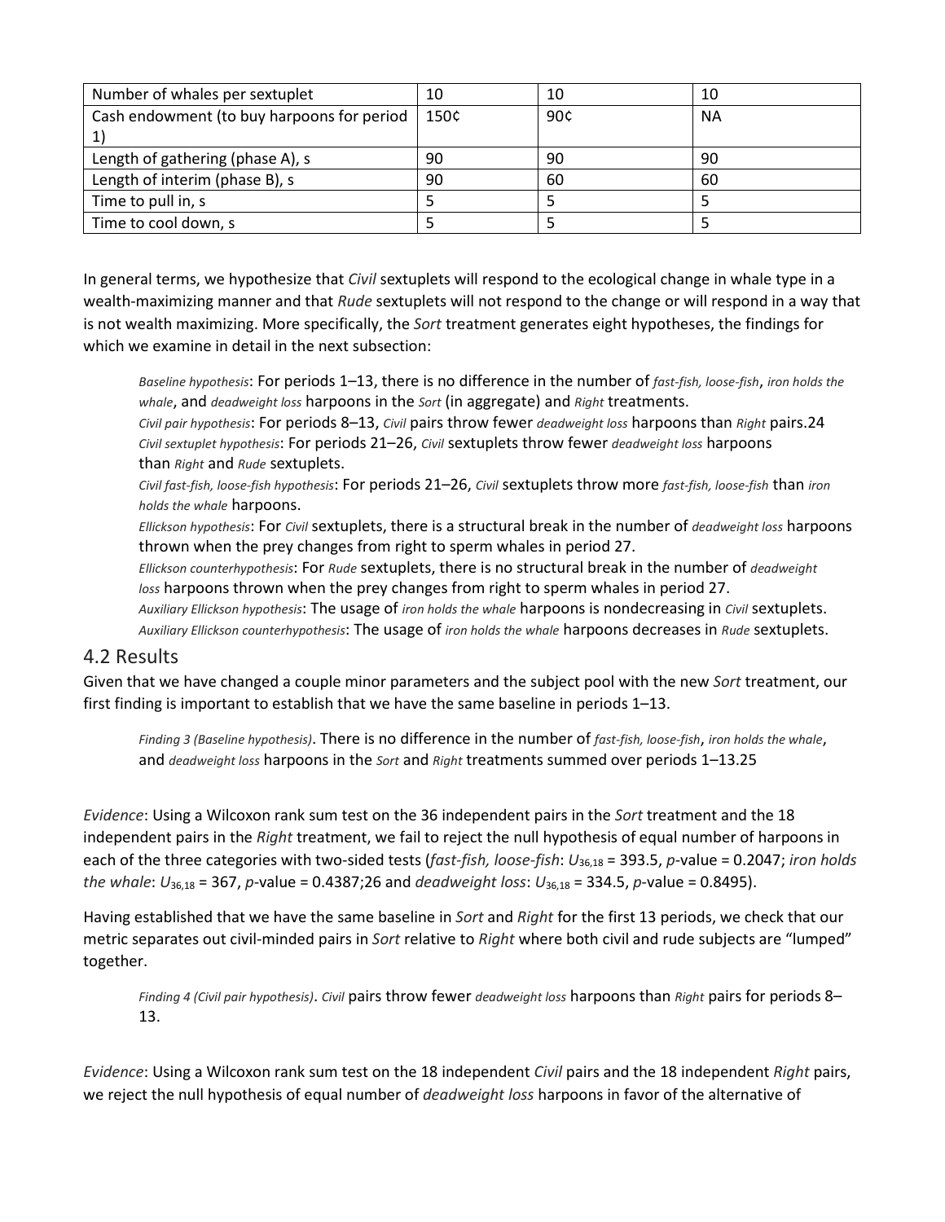| Number of whales per sextuplet | 10 | 10 | 10 |
|---|---|---|---|
| Cash endowment (to buy harpoons for period 1) | 150¢ | 90¢ | NA |
| Length of gathering (phase A), s | 90 | 90 | 90 |
| Length of interim (phase B), s | 90 | 60 | 60 |
| Time to pull in, s | 5 | 5 | 5 |
| Time to cool down, s | 5 | 5 | 5 |

In general terms, we hypothesize that *Civil* sextuplets will respond to the ecological change in whale type in a wealth-maximizing manner and that *Rude* sextuplets will not respond to the change or will respond in a way that is not wealth maximizing. More specifically, the *Sort* treatment generates eight hypotheses, the findings for which we examine in detail in the next subsection:

> *Baseline hypothesis*: For periods 1–13, there is no difference in the number of *fast-fish, loose-fish*, *iron holds the whale*, and *deadweight loss* harpoons in the *Sort* (in aggregate) and *Right* treatments.
> *Civil pair hypothesis*: For periods 8–13, *Civil* pairs throw fewer *deadweight loss* harpoons than *Right* pairs.24
> *Civil sextuplet hypothesis*: For periods 21–26, *Civil* sextuplets throw fewer *deadweight loss* harpoons than *Right* and *Rude* sextuplets.
> *Civil fast-fish, loose-fish hypothesis*: For periods 21–26, *Civil* sextuplets throw more *fast-fish, loose-fish* than *iron holds the whale* harpoons.
> *Ellickson hypothesis*: For *Civil* sextuplets, there is a structural break in the number of *deadweight loss* harpoons thrown when the prey changes from right to sperm whales in period 27.
> *Ellickson counterhypothesis*: For *Rude* sextuplets, there is no structural break in the number of *deadweight loss* harpoons thrown when the prey changes from right to sperm whales in period 27.
> *Auxiliary Ellickson hypothesis*: The usage of *iron holds the whale* harpoons is nondecreasing in *Civil* sextuplets.
> *Auxiliary Ellickson counterhypothesis*: The usage of *iron holds the whale* harpoons decreases in *Rude* sextuplets.

## 4.2 Results

Given that we have changed a couple minor parameters and the subject pool with the new *Sort* treatment, our first finding is important to establish that we have the same baseline in periods 1–13.

> *Finding 3 (Baseline hypothesis)*. There is no difference in the number of *fast-fish, loose-fish*, *iron holds the whale*, and *deadweight loss* harpoons in the *Sort* and *Right* treatments summed over periods 1–13.25

*Evidence*: Using a Wilcoxon rank sum test on the 36 independent pairs in the *Sort* treatment and the 18 independent pairs in the *Right* treatment, we fail to reject the null hypothesis of equal number of harpoons in each of the three categories with two-sided tests (*fast-fish, loose-fish*: $U_{36,18} = 393.5$, $p$-value = 0.2047; *iron holds the whale*: $U_{36,18} = 367$, $p$-value = 0.4387;26 and *deadweight loss*: $U_{36,18} = 334.5$, $p$-value = 0.8495).

Having established that we have the same baseline in *Sort* and *Right* for the first 13 periods, we check that our metric separates out civil-minded pairs in *Sort* relative to *Right* where both civil and rude subjects are "lumped" together.

> *Finding 4 (Civil pair hypothesis)*. *Civil* pairs throw fewer *deadweight loss* harpoons than *Right* pairs for periods 8–13.

*Evidence*: Using a Wilcoxon rank sum test on the 18 independent *Civil* pairs and the 18 independent *Right* pairs, we reject the null hypothesis of equal number of *deadweight loss* harpoons in favor of the alternative of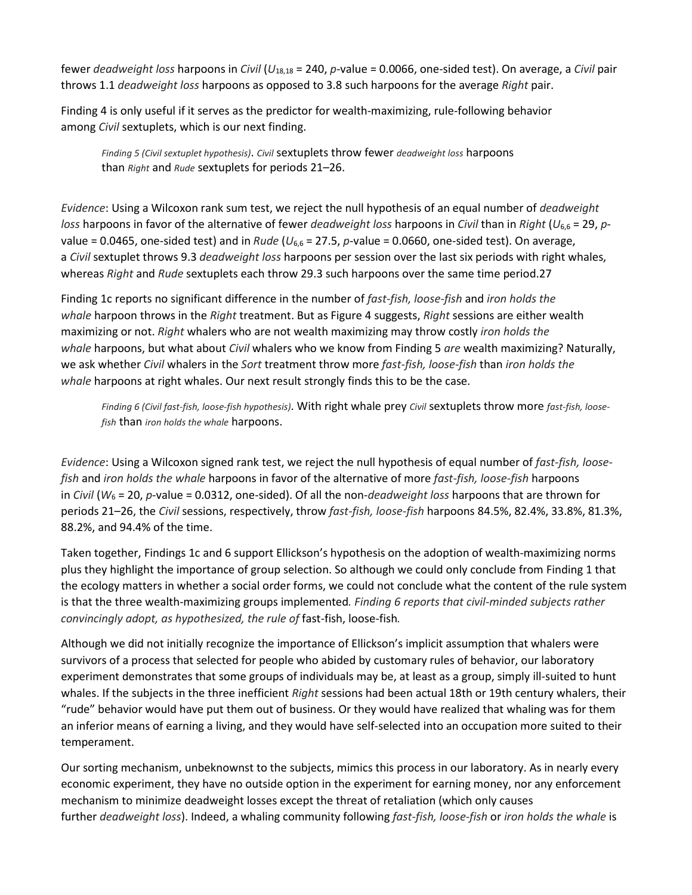fewer *deadweight loss* harpoons in *Civil* ($U_{18,18}$ = 240, *p*-value = 0.0066, one-sided test). On average, a *Civil* pair throws 1.1 *deadweight loss* harpoons as opposed to 3.8 such harpoons for the average *Right* pair.

Finding 4 is only useful if it serves as the predictor for wealth-maximizing, rule-following behavior among *Civil* sextuplets, which is our next finding.

> *Finding 5 (Civil sextuplet hypothesis)*. *Civil* sextuplets throw fewer *deadweight loss* harpoons than *Right* and *Rude* sextuplets for periods 21–26.

*Evidence*: Using a Wilcoxon rank sum test, we reject the null hypothesis of an equal number of *deadweight loss* harpoons in favor of the alternative of fewer *deadweight loss* harpoons in *Civil* than in *Right* ($U_{6,6}$ = 29, *p*-value = 0.0465, one-sided test) and in *Rude* ($U_{6,6}$ = 27.5, *p*-value = 0.0660, one-sided test). On average, a *Civil* sextuplet throws 9.3 *deadweight loss* harpoons per session over the last six periods with right whales, whereas *Right* and *Rude* sextuplets each throw 29.3 such harpoons over the same time period.27

Finding 1c reports no significant difference in the number of *fast-fish, loose-fish* and *iron holds the whale* harpoon throws in the *Right* treatment. But as Figure 4 suggests, *Right* sessions are either wealth maximizing or not. *Right* whalers who are not wealth maximizing may throw costly *iron holds the whale* harpoons, but what about *Civil* whalers who we know from Finding 5 *are* wealth maximizing? Naturally, we ask whether *Civil* whalers in the *Sort* treatment throw more *fast-fish, loose-fish* than *iron holds the whale* harpoons at right whales. Our next result strongly finds this to be the case.

> *Finding 6 (Civil fast-fish, loose-fish hypothesis)*. With right whale prey *Civil* sextuplets throw more *fast-fish, loose-fish* than *iron holds the whale* harpoons.

*Evidence*: Using a Wilcoxon signed rank test, we reject the null hypothesis of equal number of *fast-fish, loose-fish* and *iron holds the whale* harpoons in favor of the alternative of more *fast-fish, loose-fish* harpoons in *Civil* ($W_6$ = 20, *p*-value = 0.0312, one-sided). Of all the non-*deadweight loss* harpoons that are thrown for periods 21–26, the *Civil* sessions, respectively, throw *fast-fish, loose-fish* harpoons 84.5%, 82.4%, 33.8%, 81.3%, 88.2%, and 94.4% of the time.

Taken together, Findings 1c and 6 support Ellickson's hypothesis on the adoption of wealth-maximizing norms plus they highlight the importance of group selection. So although we could only conclude from Finding 1 that the ecology matters in whether a social order forms, we could not conclude what the content of the rule system is that the three wealth-maximizing groups implemented. *Finding 6 reports that civil-minded subjects rather convincingly adopt, as hypothesized, the rule of* fast-fish, loose-fish.

Although we did not initially recognize the importance of Ellickson's implicit assumption that whalers were survivors of a process that selected for people who abided by customary rules of behavior, our laboratory experiment demonstrates that some groups of individuals may be, at least as a group, simply ill-suited to hunt whales. If the subjects in the three inefficient *Right* sessions had been actual 18th or 19th century whalers, their "rude" behavior would have put them out of business. Or they would have realized that whaling was for them an inferior means of earning a living, and they would have self-selected into an occupation more suited to their temperament.

Our sorting mechanism, unbeknownst to the subjects, mimics this process in our laboratory. As in nearly every economic experiment, they have no outside option in the experiment for earning money, nor any enforcement mechanism to minimize deadweight losses except the threat of retaliation (which only causes further *deadweight loss*). Indeed, a whaling community following *fast-fish, loose-fish* or *iron holds the whale* is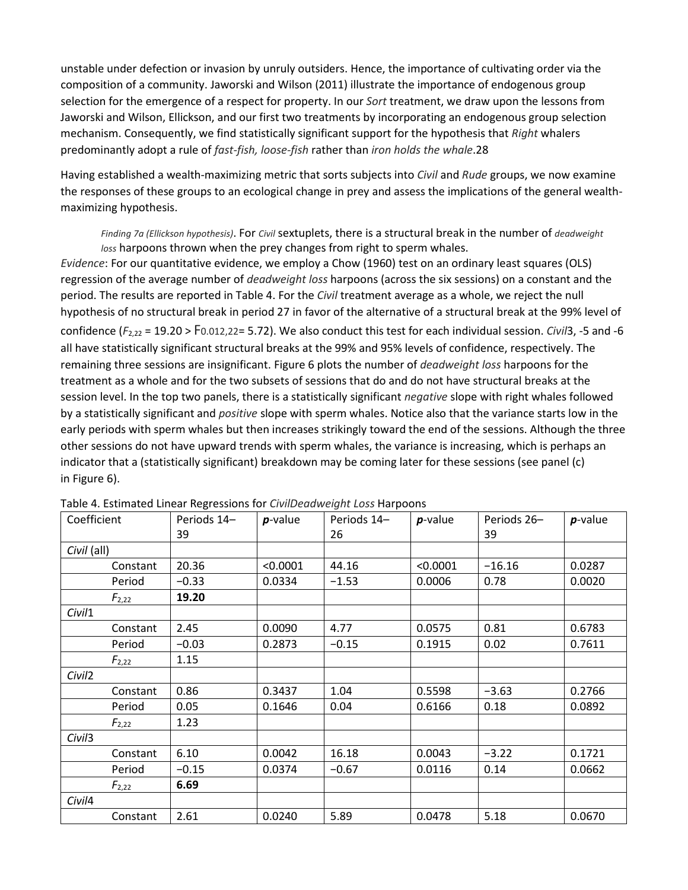unstable under defection or invasion by unruly outsiders. Hence, the importance of cultivating order via the composition of a community. Jaworski and Wilson (2011) illustrate the importance of endogenous group selection for the emergence of a respect for property. In our *Sort* treatment, we draw upon the lessons from Jaworski and Wilson, Ellickson, and our first two treatments by incorporating an endogenous group selection mechanism. Consequently, we find statistically significant support for the hypothesis that *Right* whalers predominantly adopt a rule of *fast-fish, loose-fish* rather than *iron holds the whale*.28

Having established a wealth-maximizing metric that sorts subjects into *Civil* and *Rude* groups, we now examine the responses of these groups to an ecological change in prey and assess the implications of the general wealth-maximizing hypothesis.

> *Finding 7a (Ellickson hypothesis)*. For *Civil* sextuplets, there is a structural break in the number of *deadweight loss* harpoons thrown when the prey changes from right to sperm whales.

*Evidence*: For our quantitative evidence, we employ a Chow (1960) test on an ordinary least squares (OLS) regression of the average number of *deadweight loss* harpoons (across the six sessions) on a constant and the period. The results are reported in Table 4. For the *Civil* treatment average as a whole, we reject the null hypothesis of no structural break in period 27 in favor of the alternative of a structural break at the 99% level of confidence ($F_{2,22} = 19.20 > F_{0.01,2,22} = 5.72$). We also conduct this test for each individual session. *Civil*3, -5 and -6 all have statistically significant structural breaks at the 99% and 95% levels of confidence, respectively. The remaining three sessions are insignificant. Figure 6 plots the number of *deadweight loss* harpoons for the treatment as a whole and for the two subsets of sessions that do and do not have structural breaks at the session level. In the top two panels, there is a statistically significant *negative* slope with right whales followed by a statistically significant and *positive* slope with sperm whales. Notice also that the variance starts low in the early periods with sperm whales but then increases strikingly toward the end of the sessions. Although the three other sessions do not have upward trends with sperm whales, the variance is increasing, which is perhaps an indicator that a (statistically significant) breakdown may be coming later for these sessions (see panel (c) in Figure 6).

Table 4. Estimated Linear Regressions for *CivilDeadweight Loss* Harpoons

| Coefficient | Periods 14–39 | ***p*-value** | Periods 14–26 | ***p*-value** | Periods 26–39 | ***p*-value** |
|---|---|---|---|---|---|---|
| *Civil* (all) | | | | | | |
| Constant | 20.36 | <0.0001 | 44.16 | <0.0001 | −16.16 | 0.0287 |
| Period | −0.33 | 0.0334 | −1.53 | 0.0006 | 0.78 | 0.0020 |
| $F_{2,22}$ | **19.20** | | | | | |
| *Civil*1 | | | | | | |
| Constant | 2.45 | 0.0090 | 4.77 | 0.0575 | 0.81 | 0.6783 |
| Period | −0.03 | 0.2873 | −0.15 | 0.1915 | 0.02 | 0.7611 |
| $F_{2,22}$ | 1.15 | | | | | |
| *Civil*2 | | | | | | |
| Constant | 0.86 | 0.3437 | 1.04 | 0.5598 | −3.63 | 0.2766 |
| Period | 0.05 | 0.1646 | 0.04 | 0.6166 | 0.18 | 0.0892 |
| $F_{2,22}$ | 1.23 | | | | | |
| *Civil*3 | | | | | | |
| Constant | 6.10 | 0.0042 | 16.18 | 0.0043 | −3.22 | 0.1721 |
| Period | −0.15 | 0.0374 | −0.67 | 0.0116 | 0.14 | 0.0662 |
| $F_{2,22}$ | **6.69** | | | | | |
| *Civil*4 | | | | | | |
| Constant | 2.61 | 0.0240 | 5.89 | 0.0478 | 5.18 | 0.0670 |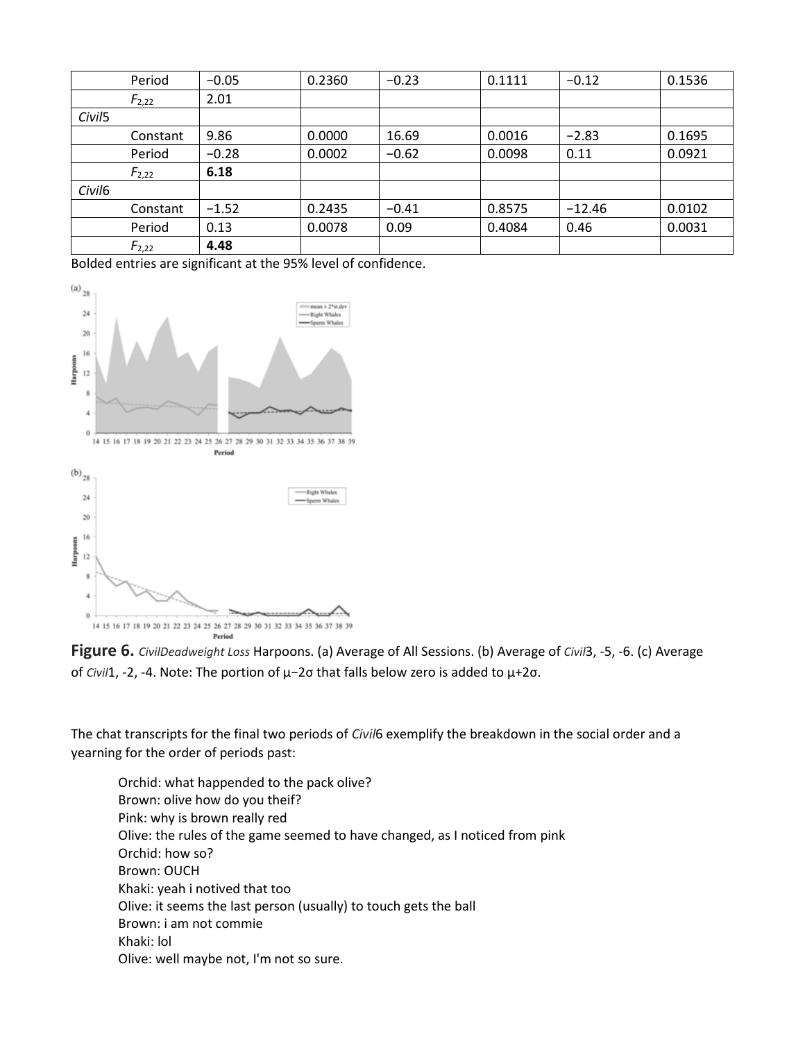| | | | | | | |
|---|---|---|---|---|---|---|
| | Period | −0.05 | 0.2360 | −0.23 | 0.1111 | −0.12 | 0.1536 |
| | $F_{2,22}$ | 2.01 | | | | | |
| *Civil*5 | | | | | | | |
| | Constant | 9.86 | 0.0000 | 16.69 | 0.0016 | −2.83 | 0.1695 |
| | Period | −0.28 | 0.0002 | −0.62 | 0.0098 | 0.11 | 0.0921 |
| | $F_{2,22}$ | **6.18** | | | | | |
| *Civil*6 | | | | | | | |
| | Constant | −1.52 | 0.2435 | −0.41 | 0.8575 | −12.46 | 0.0102 |
| | Period | 0.13 | 0.0078 | 0.09 | 0.4084 | 0.46 | 0.0031 |
| | $F_{2,22}$ | **4.48** | | | | | |

Bolded entries are significant at the 95% level of confidence.

**Figure 6.** *CivilDeadweight Loss* Harpoons. (a) Average of All Sessions. (b) Average of *Civil*3, -5, -6. (c) Average of *Civil*1, -2, -4. Note: The portion of μ−2σ that falls below zero is added to μ+2σ.

The chat transcripts for the final two periods of *Civil*6 exemplify the breakdown in the social order and a yearning for the order of periods past:

> Orchid: what happended to the pack olive?
> Brown: olive how do you theif?
> Pink: why is brown really red
> Olive: the rules of the game seemed to have changed, as I noticed from pink
> Orchid: how so?
> Brown: OUCH
> Khaki: yeah i notived that too
> Olive: it seems the last person (usually) to touch gets the ball
> Brown: i am not commie
> Khaki: lol
> Olive: well maybe not, I'm not so sure.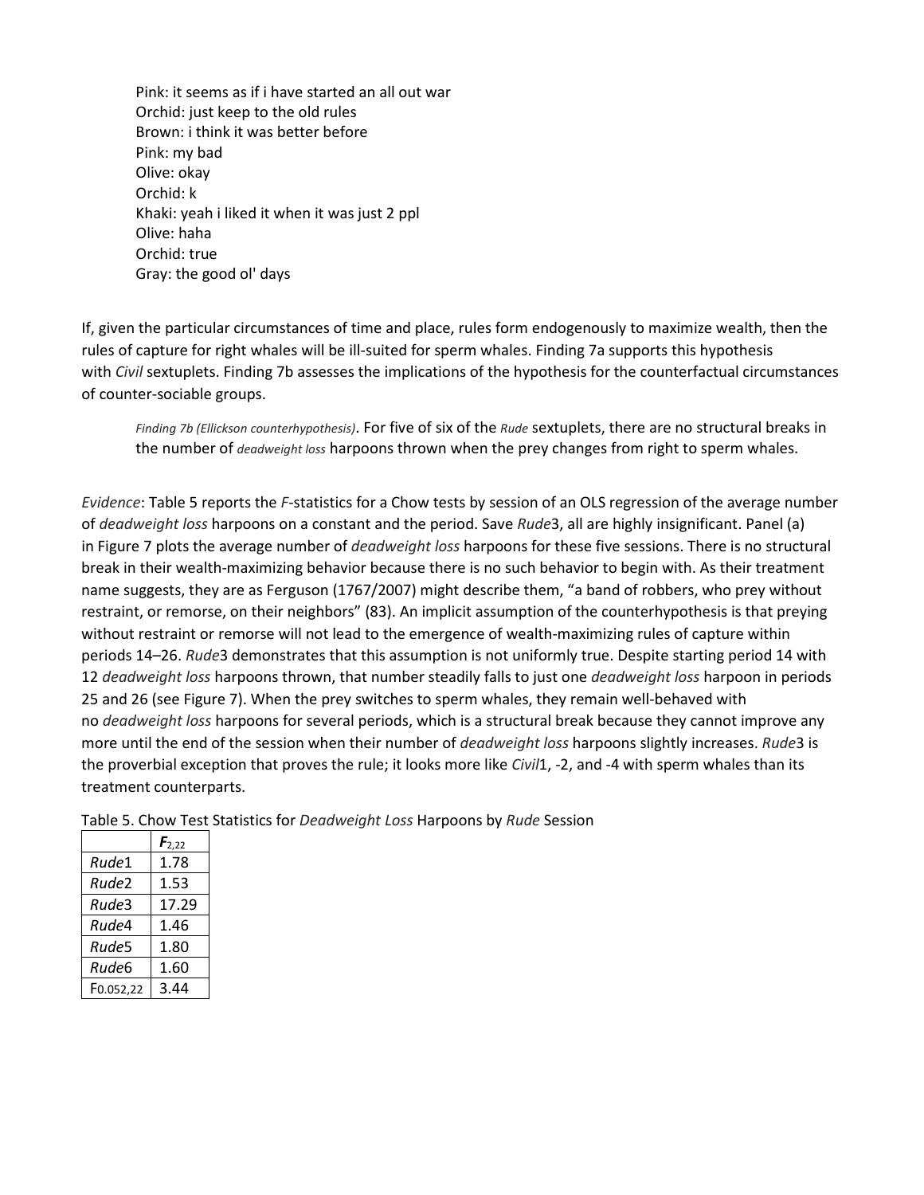> Pink: it seems as if i have started an all out war
> Orchid: just keep to the old rules
> Brown: i think it was better before
> Pink: my bad
> Olive: okay
> Orchid: k
> Khaki: yeah i liked it when it was just 2 ppl
> Olive: haha
> Orchid: true
> Gray: the good ol' days

If, given the particular circumstances of time and place, rules form endogenously to maximize wealth, then the rules of capture for right whales will be ill-suited for sperm whales. Finding 7a supports this hypothesis with *Civil* sextuplets. Finding 7b assesses the implications of the hypothesis for the counterfactual circumstances of counter-sociable groups.

> *Finding 7b (Ellickson counterhypothesis)*. For five of six of the *Rude* sextuplets, there are no structural breaks in the number of *deadweight loss* harpoons thrown when the prey changes from right to sperm whales.

*Evidence*: Table 5 reports the *F*-statistics for a Chow tests by session of an OLS regression of the average number of *deadweight loss* harpoons on a constant and the period. Save *Rude*3, all are highly insignificant. Panel (a) in Figure 7 plots the average number of *deadweight loss* harpoons for these five sessions. There is no structural break in their wealth-maximizing behavior because there is no such behavior to begin with. As their treatment name suggests, they are as Ferguson (1767/2007) might describe them, "a band of robbers, who prey without restraint, or remorse, on their neighbors" (83). An implicit assumption of the counterhypothesis is that preying without restraint or remorse will not lead to the emergence of wealth-maximizing rules of capture within periods 14–26. *Rude*3 demonstrates that this assumption is not uniformly true. Despite starting period 14 with 12 *deadweight loss* harpoons thrown, that number steadily falls to just one *deadweight loss* harpoon in periods 25 and 26 (see Figure 7). When the prey switches to sperm whales, they remain well-behaved with no *deadweight loss* harpoons for several periods, which is a structural break because they cannot improve any more until the end of the session when their number of *deadweight loss* harpoons slightly increases. *Rude*3 is the proverbial exception that proves the rule; it looks more like *Civil*1, -2, and -4 with sperm whales than its treatment counterparts.

Table 5. Chow Test Statistics for *Deadweight Loss* Harpoons by *Rude* Session

| | $F_{2,22}$ |
|---|---|
| *Rude*1 | 1.78 |
| *Rude*2 | 1.53 |
| *Rude*3 | 17.29 |
| *Rude*4 | 1.46 |
| *Rude*5 | 1.80 |
| *Rude*6 | 1.60 |
| $F_{0.052,22}$ | 3.44 |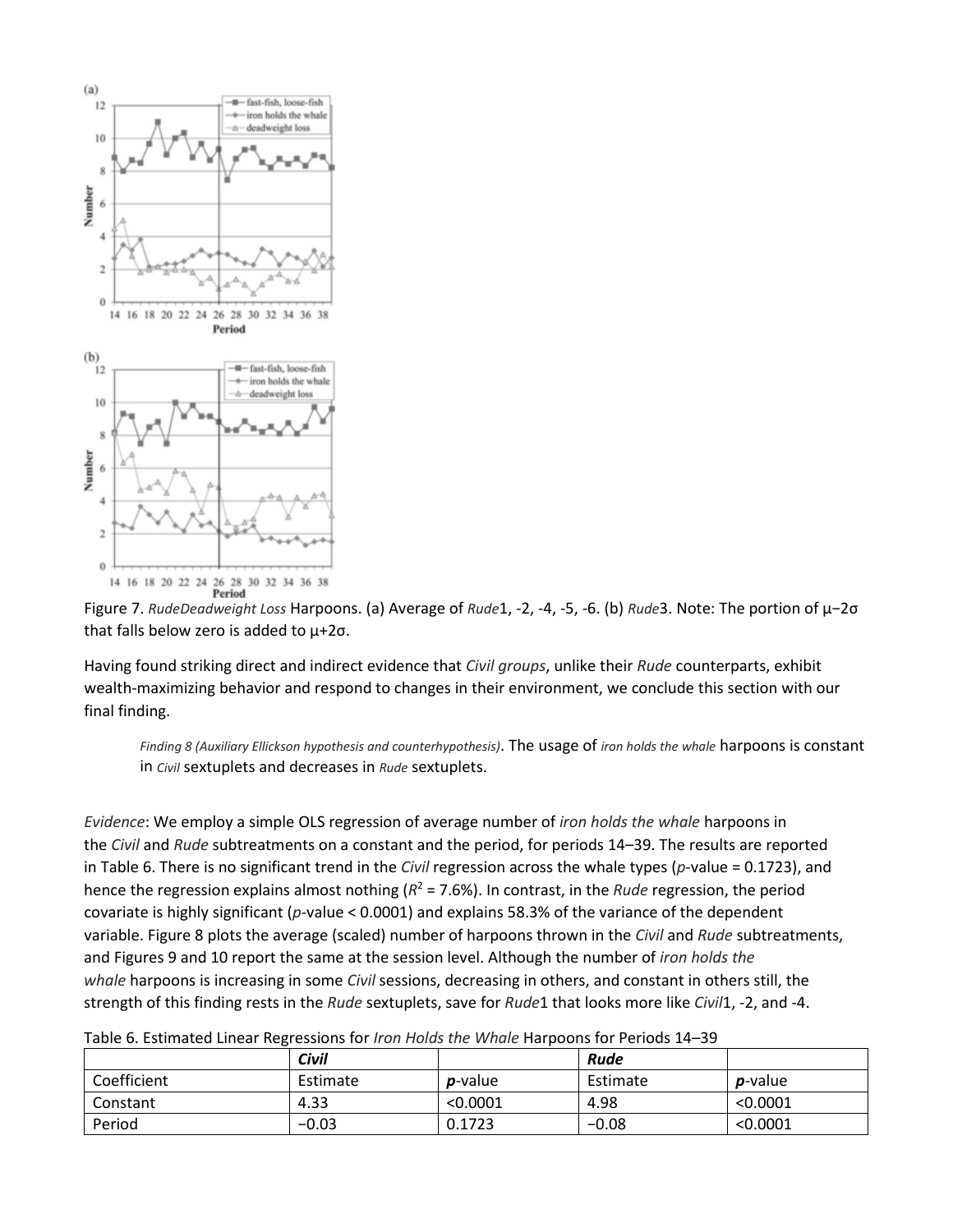Figure 7. *RudeDeadweight Loss* Harpoons. (a) Average of *Rude*1, -2, -4, -5, -6. (b) *Rude*3. Note: The portion of μ−2σ that falls below zero is added to μ+2σ.

Having found striking direct and indirect evidence that *Civil groups*, unlike their *Rude* counterparts, exhibit wealth-maximizing behavior and respond to changes in their environment, we conclude this section with our final finding.

> *Finding 8 (Auxiliary Ellickson hypothesis and counterhypothesis)*. The usage of *iron holds the whale* harpoons is constant in *Civil* sextuplets and decreases in *Rude* sextuplets.

*Evidence*: We employ a simple OLS regression of average number of *iron holds the whale* harpoons in the *Civil* and *Rude* subtreatments on a constant and the period, for periods 14–39. The results are reported in Table 6. There is no significant trend in the *Civil* regression across the whale types ($p$-value = 0.1723), and hence the regression explains almost nothing ($R^2$ = 7.6%). In contrast, in the *Rude* regression, the period covariate is highly significant ($p$-value < 0.0001) and explains 58.3% of the variance of the dependent variable. Figure 8 plots the average (scaled) number of harpoons thrown in the *Civil* and *Rude* subtreatments, and Figures 9 and 10 report the same at the session level. Although the number of *iron holds the whale* harpoons is increasing in some *Civil* sessions, decreasing in others, and constant in others still, the strength of this finding rests in the *Rude* sextuplets, save for *Rude*1 that looks more like *Civil*1, -2, and -4.

Table 6. Estimated Linear Regressions for *Iron Holds the Whale* Harpoons for Periods 14–39

| | ***Civil*** | | ***Rude*** | |
|---|---|---|---|---|
| Coefficient | Estimate | ***p*-value** | Estimate | ***p*-value** |
| Constant | 4.33 | <0.0001 | 4.98 | <0.0001 |
| Period | −0.03 | 0.1723 | −0.08 | <0.0001 |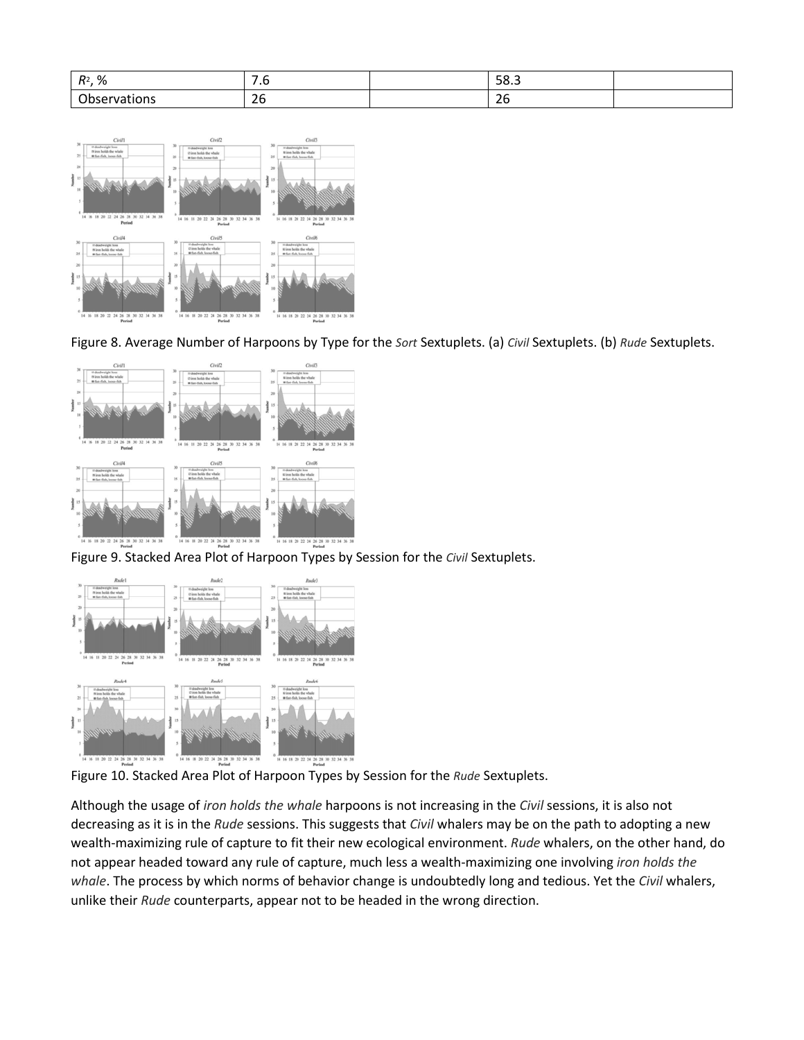| $R^2$, % | 7.6 | | 58.3 | |
|---|---|---|---|---|
| Observations | 26 | | 26 | |

Figure 8. Average Number of Harpoons by Type for the *Sort* Sextuplets. (a) *Civil* Sextuplets. (b) *Rude* Sextuplets.

Figure 9. Stacked Area Plot of Harpoon Types by Session for the *Civil* Sextuplets.

Figure 10. Stacked Area Plot of Harpoon Types by Session for the *Rude* Sextuplets.

Although the usage of *iron holds the whale* harpoons is not increasing in the *Civil* sessions, it is also not decreasing as it is in the *Rude* sessions. This suggests that *Civil* whalers may be on the path to adopting a new wealth-maximizing rule of capture to fit their new ecological environment. *Rude* whalers, on the other hand, do not appear headed toward any rule of capture, much less a wealth-maximizing one involving *iron holds the whale*. The process by which norms of behavior change is undoubtedly long and tedious. Yet the *Civil* whalers, unlike their *Rude* counterparts, appear not to be headed in the wrong direction.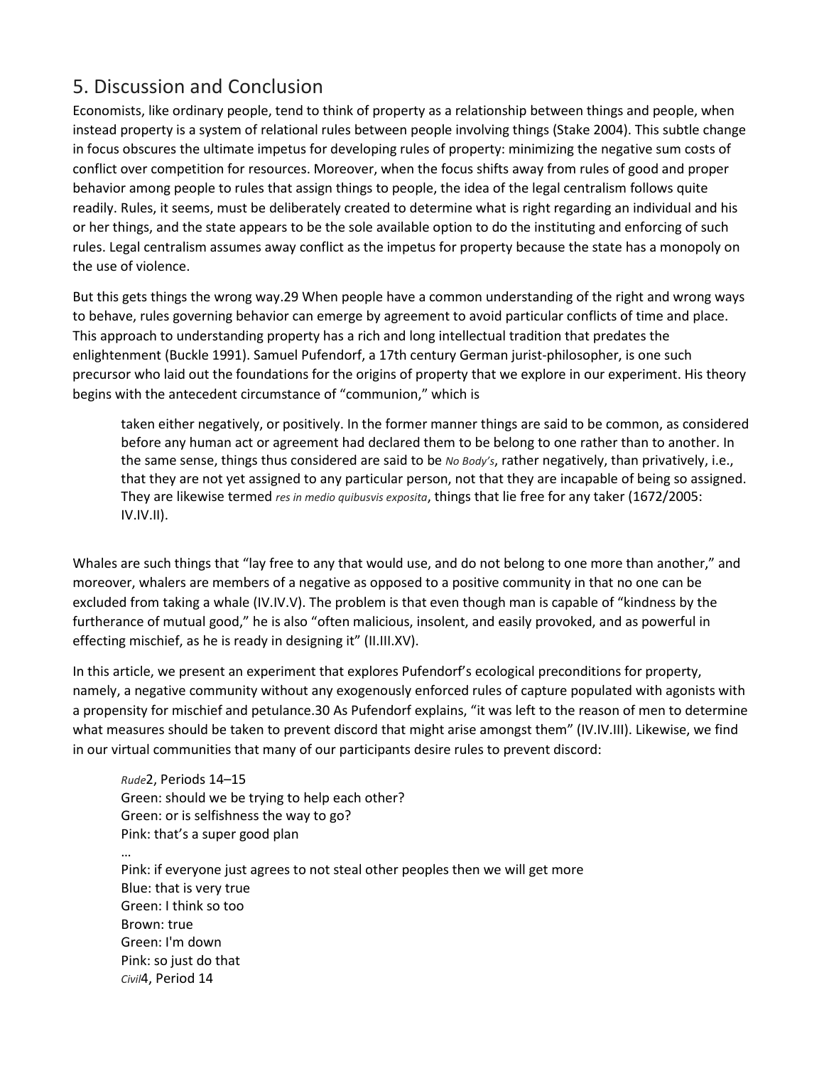## 5. Discussion and Conclusion

Economists, like ordinary people, tend to think of property as a relationship between things and people, when instead property is a system of relational rules between people involving things (Stake 2004). This subtle change in focus obscures the ultimate impetus for developing rules of property: minimizing the negative sum costs of conflict over competition for resources. Moreover, when the focus shifts away from rules of good and proper behavior among people to rules that assign things to people, the idea of the legal centralism follows quite readily. Rules, it seems, must be deliberately created to determine what is right regarding an individual and his or her things, and the state appears to be the sole available option to do the instituting and enforcing of such rules. Legal centralism assumes away conflict as the impetus for property because the state has a monopoly on the use of violence.

But this gets things the wrong way.29 When people have a common understanding of the right and wrong ways to behave, rules governing behavior can emerge by agreement to avoid particular conflicts of time and place. This approach to understanding property has a rich and long intellectual tradition that predates the enlightenment (Buckle 1991). Samuel Pufendorf, a 17th century German jurist-philosopher, is one such precursor who laid out the foundations for the origins of property that we explore in our experiment. His theory begins with the antecedent circumstance of "communion," which is

> taken either negatively, or positively. In the former manner things are said to be common, as considered before any human act or agreement had declared them to be belong to one rather than to another. In the same sense, things thus considered are said to be *No Body's*, rather negatively, than privatively, i.e., that they are not yet assigned to any particular person, not that they are incapable of being so assigned. They are likewise termed *res in medio quibusvis exposita*, things that lie free for any taker (1672/2005: IV.IV.II).

Whales are such things that "lay free to any that would use, and do not belong to one more than another," and moreover, whalers are members of a negative as opposed to a positive community in that no one can be excluded from taking a whale (IV.IV.V). The problem is that even though man is capable of "kindness by the furtherance of mutual good," he is also "often malicious, insolent, and easily provoked, and as powerful in effecting mischief, as he is ready in designing it" (II.III.XV).

In this article, we present an experiment that explores Pufendorf's ecological preconditions for property, namely, a negative community without any exogenously enforced rules of capture populated with agonists with a propensity for mischief and petulance.30 As Pufendorf explains, "it was left to the reason of men to determine what measures should be taken to prevent discord that might arise amongst them" (IV.IV.III). Likewise, we find in our virtual communities that many of our participants desire rules to prevent discord:

> *Rude*2, Periods 14–15
> Green: should we be trying to help each other?
> Green: or is selfishness the way to go?
> Pink: that's a super good plan
> …
> Pink: if everyone just agrees to not steal other peoples then we will get more
> Blue: that is very true
> Green: I think so too
> Brown: true
> Green: I'm down
> Pink: so just do that
> *Civil*4, Period 14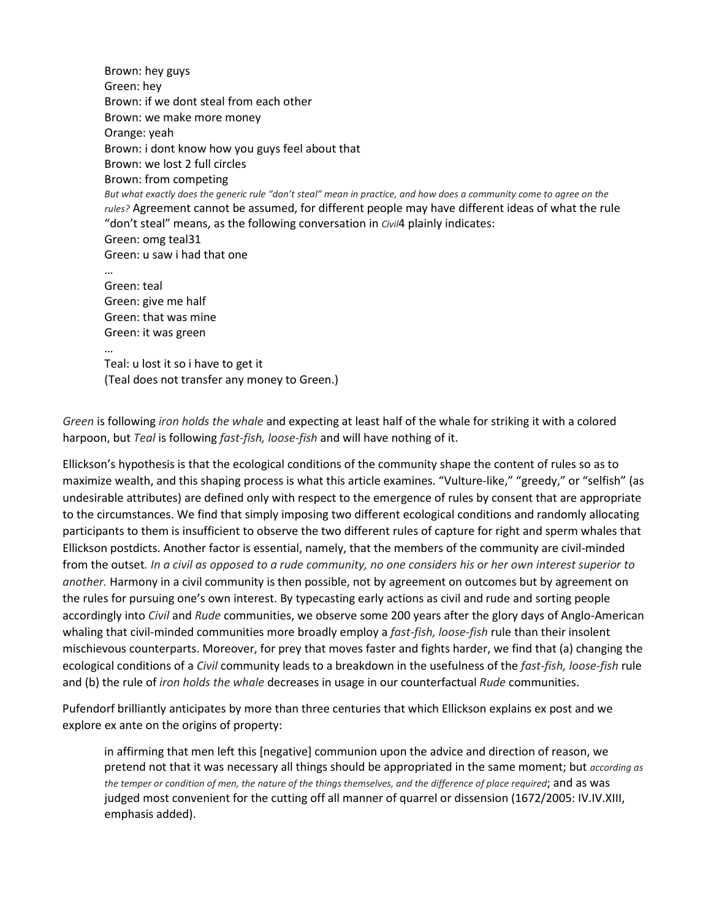> Brown: hey guys
> Green: hey
> Brown: if we dont steal from each other
> Brown: we make more money
> Orange: yeah
> Brown: i dont know how you guys feel about that
> Brown: we lost 2 full circles
> Brown: from competing
> *But what exactly does the generic rule "don't steal" mean in practice, and how does a community come to agree on the rules?* Agreement cannot be assumed, for different people may have different ideas of what the rule "don't steal" means, as the following conversation in *Civil*4 plainly indicates:
> Green: omg teal31
> Green: u saw i had that one
> …
> Green: teal
> Green: give me half
> Green: that was mine
> Green: it was green
> …
> Teal: u lost it so i have to get it
> (Teal does not transfer any money to Green.)

*Green* is following *iron holds the whale* and expecting at least half of the whale for striking it with a colored harpoon, but *Teal* is following *fast-fish, loose-fish* and will have nothing of it.

Ellickson's hypothesis is that the ecological conditions of the community shape the content of rules so as to maximize wealth, and this shaping process is what this article examines. "Vulture-like," "greedy," or "selfish" (as undesirable attributes) are defined only with respect to the emergence of rules by consent that are appropriate to the circumstances. We find that simply imposing two different ecological conditions and randomly allocating participants to them is insufficient to observe the two different rules of capture for right and sperm whales that Ellickson postdicts. Another factor is essential, namely, that the members of the community are civil-minded from the outset*. In a civil as opposed to a rude community, no one considers his or her own interest superior to another.* Harmony in a civil community is then possible, not by agreement on outcomes but by agreement on the rules for pursuing one's own interest. By typecasting early actions as civil and rude and sorting people accordingly into *Civil* and *Rude* communities, we observe some 200 years after the glory days of Anglo-American whaling that civil-minded communities more broadly employ a *fast-fish, loose-fish* rule than their insolent mischievous counterparts. Moreover, for prey that moves faster and fights harder, we find that (a) changing the ecological conditions of a *Civil* community leads to a breakdown in the usefulness of the *fast-fish, loose-fish* rule and (b) the rule of *iron holds the whale* decreases in usage in our counterfactual *Rude* communities.

Pufendorf brilliantly anticipates by more than three centuries that which Ellickson explains ex post and we explore ex ante on the origins of property:

> in affirming that men left this [negative] communion upon the advice and direction of reason, we pretend not that it was necessary all things should be appropriated in the same moment; but *according as the temper or condition of men, the nature of the things themselves, and the difference of place required*; and as was judged most convenient for the cutting off all manner of quarrel or dissension (1672/2005: IV.IV.XIII, emphasis added).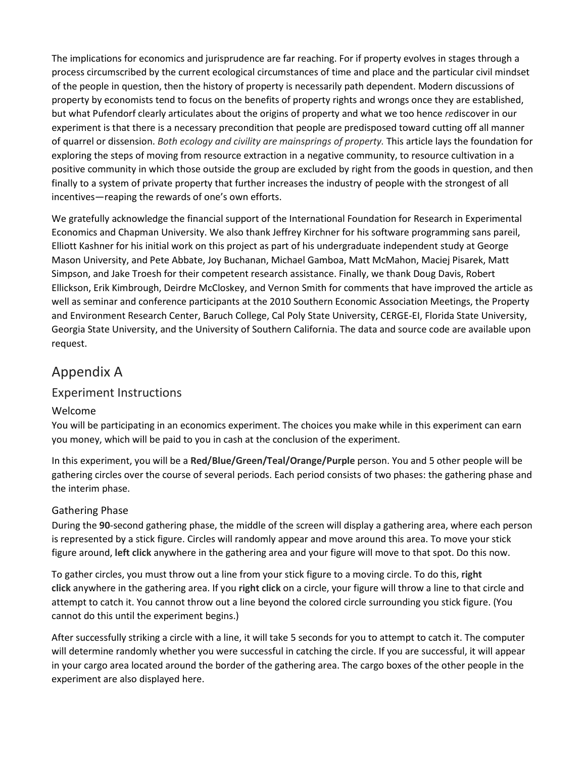The implications for economics and jurisprudence are far reaching. For if property evolves in stages through a process circumscribed by the current ecological circumstances of time and place and the particular civil mindset of the people in question, then the history of property is necessarily path dependent. Modern discussions of property by economists tend to focus on the benefits of property rights and wrongs once they are established, but what Pufendorf clearly articulates about the origins of property and what we too hence *re*discover in our experiment is that there is a necessary precondition that people are predisposed toward cutting off all manner of quarrel or dissension. *Both ecology and civility are mainsprings of property.* This article lays the foundation for exploring the steps of moving from resource extraction in a negative community, to resource cultivation in a positive community in which those outside the group are excluded by right from the goods in question, and then finally to a system of private property that further increases the industry of people with the strongest of all incentives—reaping the rewards of one's own efforts.

We gratefully acknowledge the financial support of the International Foundation for Research in Experimental Economics and Chapman University. We also thank Jeffrey Kirchner for his software programming sans pareil, Elliott Kashner for his initial work on this project as part of his undergraduate independent study at George Mason University, and Pete Abbate, Joy Buchanan, Michael Gamboa, Matt McMahon, Maciej Pisarek, Matt Simpson, and Jake Troesh for their competent research assistance. Finally, we thank Doug Davis, Robert Ellickson, Erik Kimbrough, Deirdre McCloskey, and Vernon Smith for comments that have improved the article as well as seminar and conference participants at the 2010 Southern Economic Association Meetings, the Property and Environment Research Center, Baruch College, Cal Poly State University, CERGE-EI, Florida State University, Georgia State University, and the University of Southern California. The data and source code are available upon request.

# Appendix A

## Experiment Instructions

### Welcome

You will be participating in an economics experiment. The choices you make while in this experiment can earn you money, which will be paid to you in cash at the conclusion of the experiment.

In this experiment, you will be a **Red/Blue/Green/Teal/Orange/Purple** person. You and 5 other people will be gathering circles over the course of several periods. Each period consists of two phases: the gathering phase and the interim phase.

### Gathering Phase

During the **90**-second gathering phase, the middle of the screen will display a gathering area, where each person is represented by a stick figure. Circles will randomly appear and move around this area. To move your stick figure around, **left click** anywhere in the gathering area and your figure will move to that spot. Do this now.

To gather circles, you must throw out a line from your stick figure to a moving circle. To do this, **right click** anywhere in the gathering area. If you **right click** on a circle, your figure will throw a line to that circle and attempt to catch it. You cannot throw out a line beyond the colored circle surrounding you stick figure. (You cannot do this until the experiment begins.)

After successfully striking a circle with a line, it will take 5 seconds for you to attempt to catch it. The computer will determine randomly whether you were successful in catching the circle. If you are successful, it will appear in your cargo area located around the border of the gathering area. The cargo boxes of the other people in the experiment are also displayed here.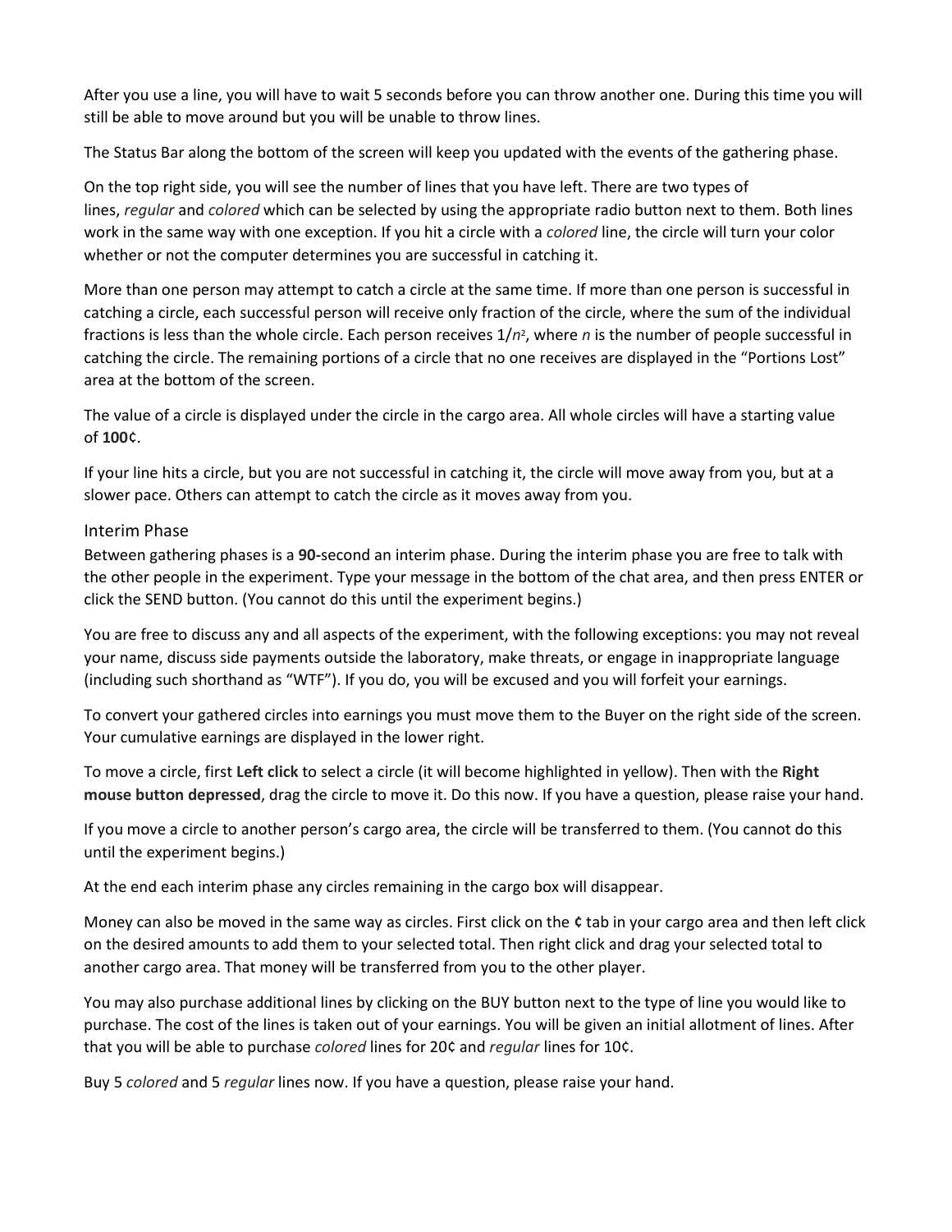After you use a line, you will have to wait 5 seconds before you can throw another one. During this time you will still be able to move around but you will be unable to throw lines.

The Status Bar along the bottom of the screen will keep you updated with the events of the gathering phase.

On the top right side, you will see the number of lines that you have left. There are two types of lines, *regular* and *colored* which can be selected by using the appropriate radio button next to them. Both lines work in the same way with one exception. If you hit a circle with a *colored* line, the circle will turn your color whether or not the computer determines you are successful in catching it.

More than one person may attempt to catch a circle at the same time. If more than one person is successful in catching a circle, each successful person will receive only fraction of the circle, where the sum of the individual fractions is less than the whole circle. Each person receives $1/n^2$, where $n$ is the number of people successful in catching the circle. The remaining portions of a circle that no one receives are displayed in the "Portions Lost" area at the bottom of the screen.

The value of a circle is displayed under the circle in the cargo area. All whole circles will have a starting value of **100¢**.

If your line hits a circle, but you are not successful in catching it, the circle will move away from you, but at a slower pace. Others can attempt to catch the circle as it moves away from you.

## Interim Phase

Between gathering phases is a **90-**second an interim phase. During the interim phase you are free to talk with the other people in the experiment. Type your message in the bottom of the chat area, and then press ENTER or click the SEND button. (You cannot do this until the experiment begins.)

You are free to discuss any and all aspects of the experiment, with the following exceptions: you may not reveal your name, discuss side payments outside the laboratory, make threats, or engage in inappropriate language (including such shorthand as "WTF"). If you do, you will be excused and you will forfeit your earnings.

To convert your gathered circles into earnings you must move them to the Buyer on the right side of the screen. Your cumulative earnings are displayed in the lower right.

To move a circle, first **Left click** to select a circle (it will become highlighted in yellow). Then with the **Right mouse button depressed**, drag the circle to move it. Do this now. If you have a question, please raise your hand.

If you move a circle to another person's cargo area, the circle will be transferred to them. (You cannot do this until the experiment begins.)

At the end each interim phase any circles remaining in the cargo box will disappear.

Money can also be moved in the same way as circles. First click on the **¢** tab in your cargo area and then left click on the desired amounts to add them to your selected total. Then right click and drag your selected total to another cargo area. That money will be transferred from you to the other player.

You may also purchase additional lines by clicking on the BUY button next to the type of line you would like to purchase. The cost of the lines is taken out of your earnings. You will be given an initial allotment of lines. After that you will be able to purchase *colored* lines for 20¢ and *regular* lines for 10¢.

Buy 5 *colored* and 5 *regular* lines now. If you have a question, please raise your hand.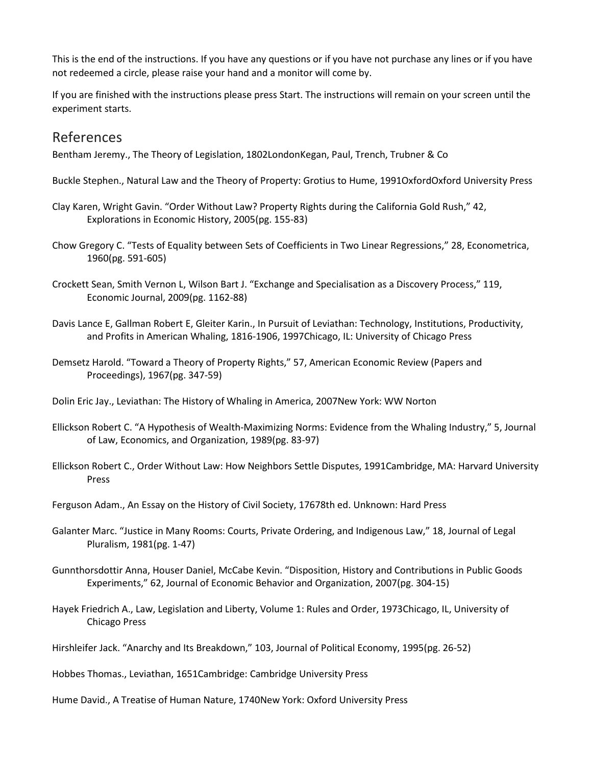This is the end of the instructions. If you have any questions or if you have not purchase any lines or if you have not redeemed a circle, please raise your hand and a monitor will come by.

If you are finished with the instructions please press Start. The instructions will remain on your screen until the experiment starts.

## References

Bentham Jeremy., The Theory of Legislation, 1802LondonKegan, Paul, Trench, Trubner & Co

Buckle Stephen., Natural Law and the Theory of Property: Grotius to Hume, 1991OxfordOxford University Press

Clay Karen, Wright Gavin. "Order Without Law? Property Rights during the California Gold Rush," 42, Explorations in Economic History, 2005(pg. 155-83)

Chow Gregory C. "Tests of Equality between Sets of Coefficients in Two Linear Regressions," 28, Econometrica, 1960(pg. 591-605)

Crockett Sean, Smith Vernon L, Wilson Bart J. "Exchange and Specialisation as a Discovery Process," 119, Economic Journal, 2009(pg. 1162-88)

Davis Lance E, Gallman Robert E, Gleiter Karin., In Pursuit of Leviathan: Technology, Institutions, Productivity, and Profits in American Whaling, 1816-1906, 1997Chicago, IL: University of Chicago Press

Demsetz Harold. "Toward a Theory of Property Rights," 57, American Economic Review (Papers and Proceedings), 1967(pg. 347-59)

Dolin Eric Jay., Leviathan: The History of Whaling in America, 2007New York: WW Norton

Ellickson Robert C. "A Hypothesis of Wealth-Maximizing Norms: Evidence from the Whaling Industry," 5, Journal of Law, Economics, and Organization, 1989(pg. 83-97)

Ellickson Robert C., Order Without Law: How Neighbors Settle Disputes, 1991Cambridge, MA: Harvard University Press

Ferguson Adam., An Essay on the History of Civil Society, 17678th ed. Unknown: Hard Press

Galanter Marc. "Justice in Many Rooms: Courts, Private Ordering, and Indigenous Law," 18, Journal of Legal Pluralism, 1981(pg. 1-47)

Gunnthorsdottir Anna, Houser Daniel, McCabe Kevin. "Disposition, History and Contributions in Public Goods Experiments," 62, Journal of Economic Behavior and Organization, 2007(pg. 304-15)

Hayek Friedrich A., Law, Legislation and Liberty, Volume 1: Rules and Order, 1973Chicago, IL, University of Chicago Press

Hirshleifer Jack. "Anarchy and Its Breakdown," 103, Journal of Political Economy, 1995(pg. 26-52)

Hobbes Thomas., Leviathan, 1651Cambridge: Cambridge University Press

Hume David., A Treatise of Human Nature, 1740New York: Oxford University Press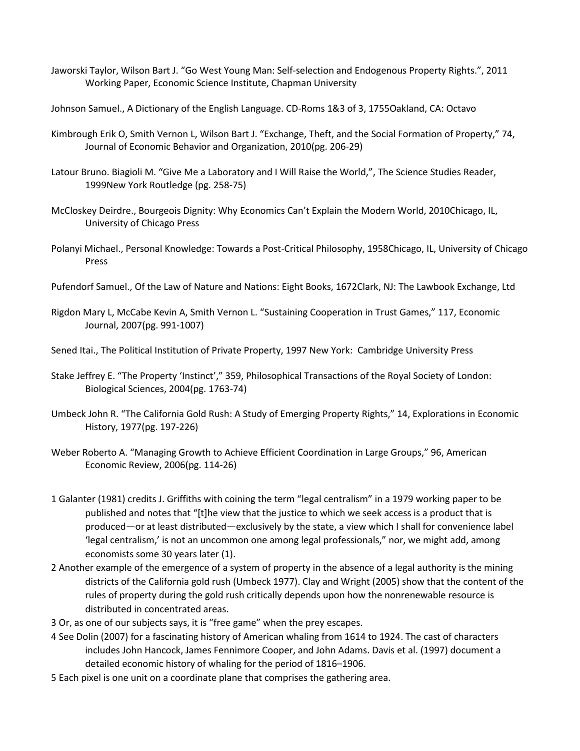Jaworski Taylor, Wilson Bart J. “Go West Young Man: Self-selection and Endogenous Property Rights.”, 2011 Working Paper, Economic Science Institute, Chapman University

Johnson Samuel., A Dictionary of the English Language. CD-Roms 1&3 of 3, 1755Oakland, CA: Octavo

Kimbrough Erik O, Smith Vernon L, Wilson Bart J. “Exchange, Theft, and the Social Formation of Property,” 74, Journal of Economic Behavior and Organization, 2010(pg. 206-29)

Latour Bruno. Biagioli M. “Give Me a Laboratory and I Will Raise the World,”, The Science Studies Reader, 1999New York Routledge (pg. 258-75)

McCloskey Deirdre., Bourgeois Dignity: Why Economics Can’t Explain the Modern World, 2010Chicago, IL, University of Chicago Press

Polanyi Michael., Personal Knowledge: Towards a Post-Critical Philosophy, 1958Chicago, IL, University of Chicago Press

Pufendorf Samuel., Of the Law of Nature and Nations: Eight Books, 1672Clark, NJ: The Lawbook Exchange, Ltd

Rigdon Mary L, McCabe Kevin A, Smith Vernon L. “Sustaining Cooperation in Trust Games,” 117, Economic Journal, 2007(pg. 991-1007)

Sened Itai., The Political Institution of Private Property, 1997 New York: Cambridge University Press

Stake Jeffrey E. “The Property ‘Instinct’,” 359, Philosophical Transactions of the Royal Society of London: Biological Sciences, 2004(pg. 1763-74)

Umbeck John R. “The California Gold Rush: A Study of Emerging Property Rights,” 14, Explorations in Economic History, 1977(pg. 197-226)

Weber Roberto A. “Managing Growth to Achieve Efficient Coordination in Large Groups,” 96, American Economic Review, 2006(pg. 114-26)

1 Galanter (1981) credits J. Griffiths with coining the term “legal centralism” in a 1979 working paper to be published and notes that “[t]he view that the justice to which we seek access is a product that is produced—or at least distributed—exclusively by the state, a view which I shall for convenience label ‘legal centralism,’ is not an uncommon one among legal professionals,” nor, we might add, among economists some 30 years later (1).

2 Another example of the emergence of a system of property in the absence of a legal authority is the mining districts of the California gold rush (Umbeck 1977). Clay and Wright (2005) show that the content of the rules of property during the gold rush critically depends upon how the nonrenewable resource is distributed in concentrated areas.

3 Or, as one of our subjects says, it is “free game” when the prey escapes.

4 See Dolin (2007) for a fascinating history of American whaling from 1614 to 1924. The cast of characters includes John Hancock, James Fennimore Cooper, and John Adams. Davis et al. (1997) document a detailed economic history of whaling for the period of 1816–1906.

5 Each pixel is one unit on a coordinate plane that comprises the gathering area.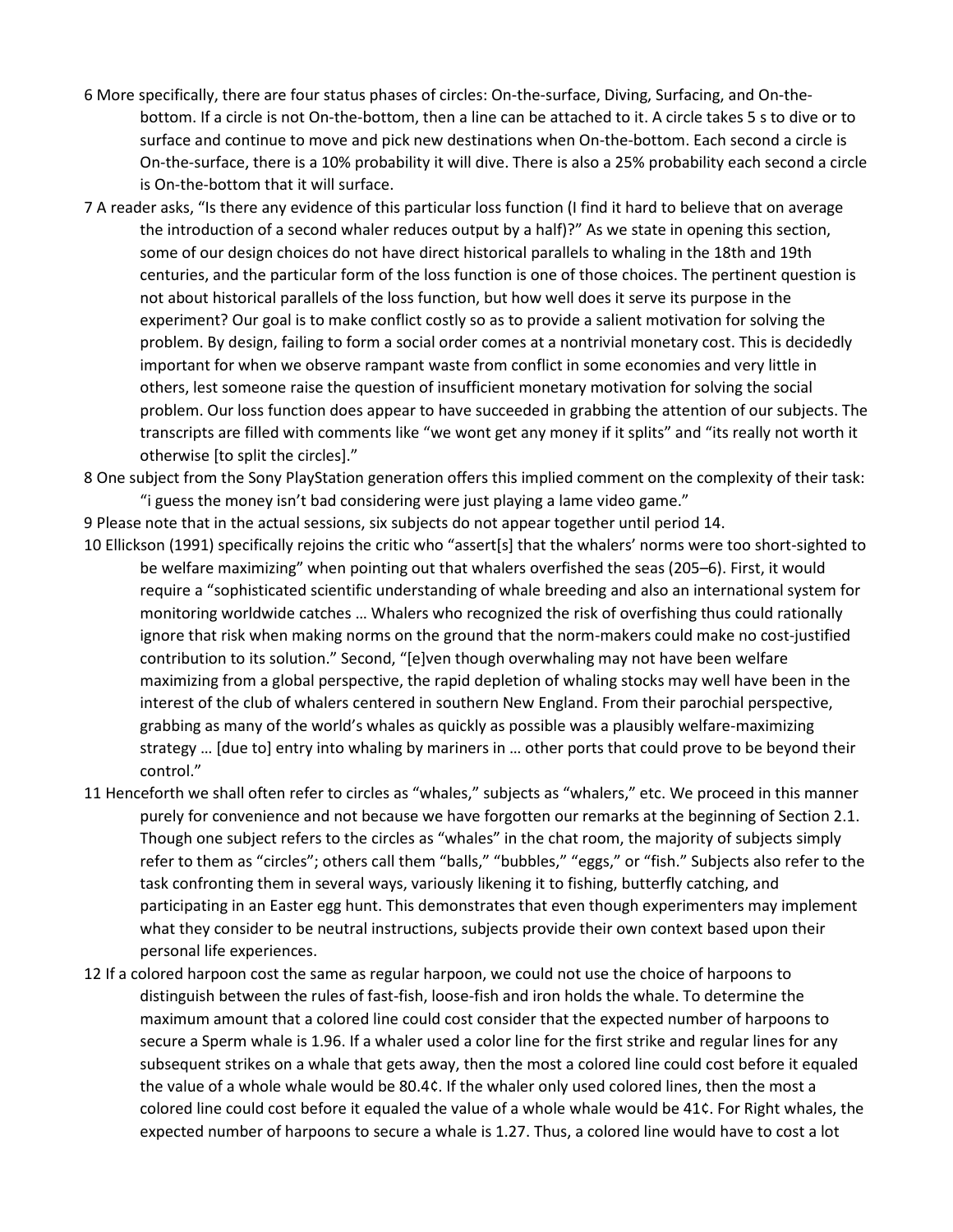6 More specifically, there are four status phases of circles: On-the-surface, Diving, Surfacing, and On-the-bottom. If a circle is not On-the-bottom, then a line can be attached to it. A circle takes 5 s to dive or to surface and continue to move and pick new destinations when On-the-bottom. Each second a circle is On-the-surface, there is a 10% probability it will dive. There is also a 25% probability each second a circle is On-the-bottom that it will surface.

7 A reader asks, "Is there any evidence of this particular loss function (I find it hard to believe that on average the introduction of a second whaler reduces output by a half)?" As we state in opening this section, some of our design choices do not have direct historical parallels to whaling in the 18th and 19th centuries, and the particular form of the loss function is one of those choices. The pertinent question is not about historical parallels of the loss function, but how well does it serve its purpose in the experiment? Our goal is to make conflict costly so as to provide a salient motivation for solving the problem. By design, failing to form a social order comes at a nontrivial monetary cost. This is decidedly important for when we observe rampant waste from conflict in some economies and very little in others, lest someone raise the question of insufficient monetary motivation for solving the social problem. Our loss function does appear to have succeeded in grabbing the attention of our subjects. The transcripts are filled with comments like "we wont get any money if it splits" and "its really not worth it otherwise [to split the circles]."

8 One subject from the Sony PlayStation generation offers this implied comment on the complexity of their task: "i guess the money isn't bad considering were just playing a lame video game."

9 Please note that in the actual sessions, six subjects do not appear together until period 14.

10 Ellickson (1991) specifically rejoins the critic who "assert[s] that the whalers' norms were too short-sighted to be welfare maximizing" when pointing out that whalers overfished the seas (205–6). First, it would require a "sophisticated scientific understanding of whale breeding and also an international system for monitoring worldwide catches … Whalers who recognized the risk of overfishing thus could rationally ignore that risk when making norms on the ground that the norm-makers could make no cost-justified contribution to its solution." Second, "[e]ven though overwhaling may not have been welfare maximizing from a global perspective, the rapid depletion of whaling stocks may well have been in the interest of the club of whalers centered in southern New England. From their parochial perspective, grabbing as many of the world's whales as quickly as possible was a plausibly welfare-maximizing strategy … [due to] entry into whaling by mariners in … other ports that could prove to be beyond their control."

11 Henceforth we shall often refer to circles as "whales," subjects as "whalers," etc. We proceed in this manner purely for convenience and not because we have forgotten our remarks at the beginning of Section 2.1. Though one subject refers to the circles as "whales" in the chat room, the majority of subjects simply refer to them as "circles"; others call them "balls," "bubbles," "eggs," or "fish." Subjects also refer to the task confronting them in several ways, variously likening it to fishing, butterfly catching, and participating in an Easter egg hunt. This demonstrates that even though experimenters may implement what they consider to be neutral instructions, subjects provide their own context based upon their personal life experiences.

12 If a colored harpoon cost the same as regular harpoon, we could not use the choice of harpoons to distinguish between the rules of fast-fish, loose-fish and iron holds the whale. To determine the maximum amount that a colored line could cost consider that the expected number of harpoons to secure a Sperm whale is 1.96. If a whaler used a color line for the first strike and regular lines for any subsequent strikes on a whale that gets away, then the most a colored line could cost before it equaled the value of a whole whale would be 80.4¢. If the whaler only used colored lines, then the most a colored line could cost before it equaled the value of a whole whale would be 41¢. For Right whales, the expected number of harpoons to secure a whale is 1.27. Thus, a colored line would have to cost a lot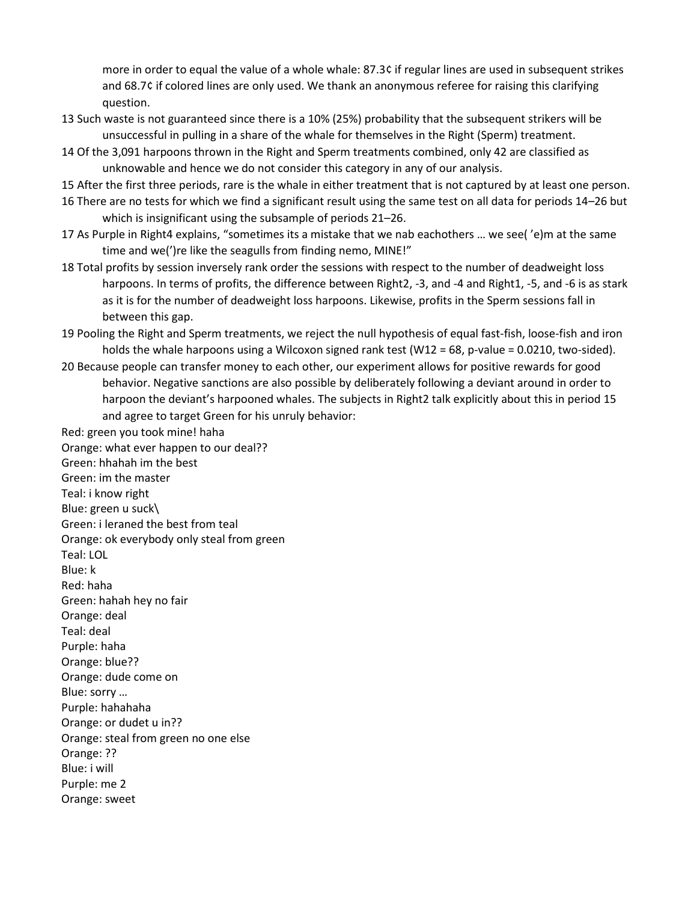more in order to equal the value of a whole whale: 87.3¢ if regular lines are used in subsequent strikes and 68.7¢ if colored lines are only used. We thank an anonymous referee for raising this clarifying question.

13 Such waste is not guaranteed since there is a 10% (25%) probability that the subsequent strikers will be unsuccessful in pulling in a share of the whale for themselves in the Right (Sperm) treatment.

14 Of the 3,091 harpoons thrown in the Right and Sperm treatments combined, only 42 are classified as unknowable and hence we do not consider this category in any of our analysis.

15 After the first three periods, rare is the whale in either treatment that is not captured by at least one person.

16 There are no tests for which we find a significant result using the same test on all data for periods 14–26 but which is insignificant using the subsample of periods 21–26.

17 As Purple in Right4 explains, "sometimes its a mistake that we nab eachothers … we see( 'e)m at the same time and we(')re like the seagulls from finding nemo, MINE!"

18 Total profits by session inversely rank order the sessions with respect to the number of deadweight loss harpoons. In terms of profits, the difference between Right2, -3, and -4 and Right1, -5, and -6 is as stark as it is for the number of deadweight loss harpoons. Likewise, profits in the Sperm sessions fall in between this gap.

19 Pooling the Right and Sperm treatments, we reject the null hypothesis of equal fast-fish, loose-fish and iron holds the whale harpoons using a Wilcoxon signed rank test ($W_{12} = 68$, p-value = 0.0210, two-sided).

20 Because people can transfer money to each other, our experiment allows for positive rewards for good behavior. Negative sanctions are also possible by deliberately following a deviant around in order to harpoon the deviant's harpooned whales. The subjects in Right2 talk explicitly about this in period 15 and agree to target Green for his unruly behavior:

Red: green you took mine! haha  
Orange: what ever happen to our deal??  
Green: hhahah im the best  
Green: im the master  
Teal: i know right  
Blue: green u suck\  
Green: i leraned the best from teal  
Orange: ok everybody only steal from green  
Teal: LOL  
Blue: k  
Red: haha  
Green: hahah hey no fair  
Orange: deal  
Teal: deal  
Purple: haha  
Orange: blue??  
Orange: dude come on  
Blue: sorry …  
Purple: hahahaha  
Orange: or dudet u in??  
Orange: steal from green no one else  
Orange: ??  
Blue: i will  
Purple: me 2  
Orange: sweet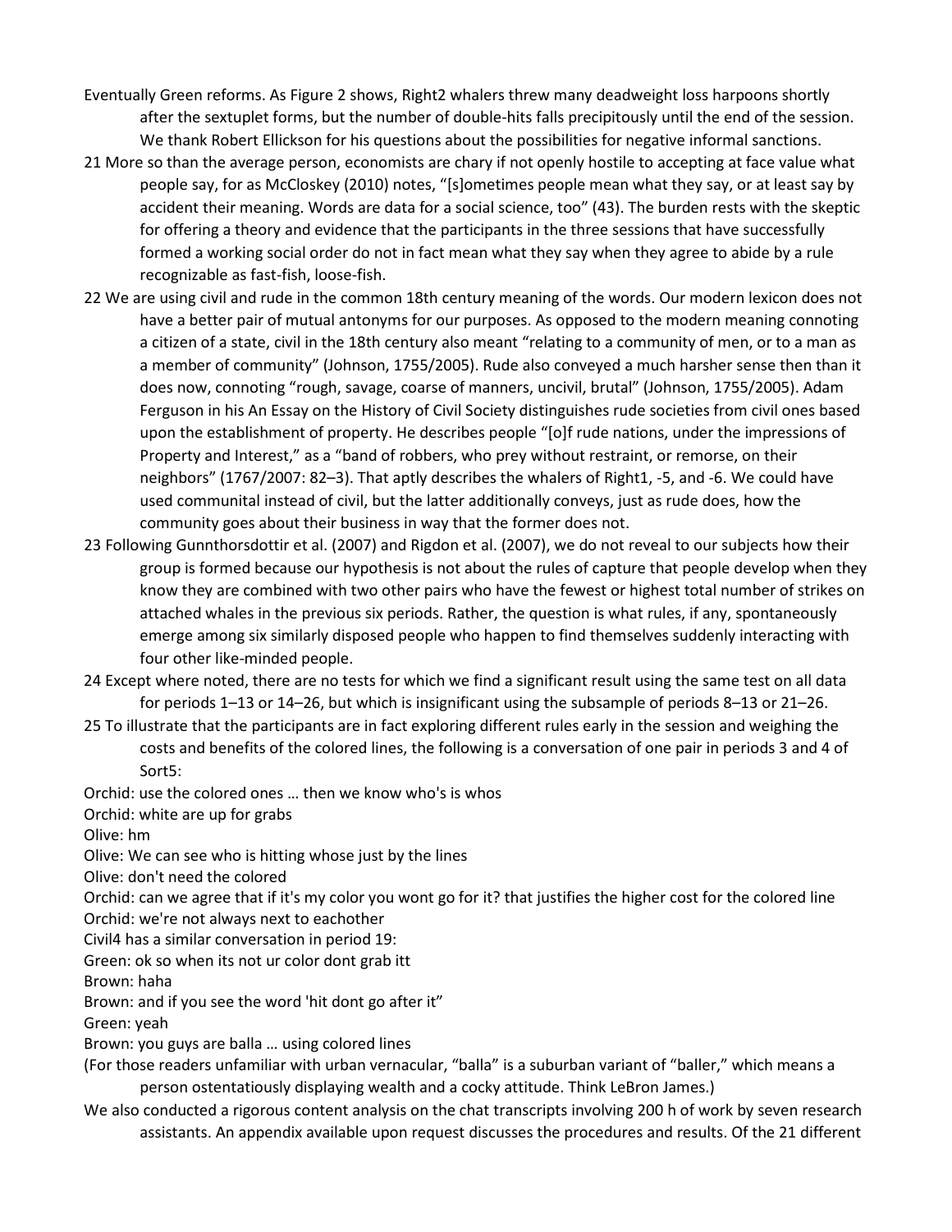Eventually Green reforms. As Figure 2 shows, Right2 whalers threw many deadweight loss harpoons shortly after the sextuplet forms, but the number of double-hits falls precipitously until the end of the session. We thank Robert Ellickson for his questions about the possibilities for negative informal sanctions.

21 More so than the average person, economists are chary if not openly hostile to accepting at face value what people say, for as McCloskey (2010) notes, "[s]ometimes people mean what they say, or at least say by accident their meaning. Words are data for a social science, too" (43). The burden rests with the skeptic for offering a theory and evidence that the participants in the three sessions that have successfully formed a working social order do not in fact mean what they say when they agree to abide by a rule recognizable as fast-fish, loose-fish.

22 We are using civil and rude in the common 18th century meaning of the words. Our modern lexicon does not have a better pair of mutual antonyms for our purposes. As opposed to the modern meaning connoting a citizen of a state, civil in the 18th century also meant "relating to a community of men, or to a man as a member of community" (Johnson, 1755/2005). Rude also conveyed a much harsher sense then than it does now, connoting "rough, savage, coarse of manners, uncivil, brutal" (Johnson, 1755/2005). Adam Ferguson in his An Essay on the History of Civil Society distinguishes rude societies from civil ones based upon the establishment of property. He describes people "[o]f rude nations, under the impressions of Property and Interest," as a "band of robbers, who prey without restraint, or remorse, on their neighbors" (1767/2007: 82–3). That aptly describes the whalers of Right1, -5, and -6. We could have used communital instead of civil, but the latter additionally conveys, just as rude does, how the community goes about their business in way that the former does not.

23 Following Gunnthorsdottir et al. (2007) and Rigdon et al. (2007), we do not reveal to our subjects how their group is formed because our hypothesis is not about the rules of capture that people develop when they know they are combined with two other pairs who have the fewest or highest total number of strikes on attached whales in the previous six periods. Rather, the question is what rules, if any, spontaneously emerge among six similarly disposed people who happen to find themselves suddenly interacting with four other like-minded people.

24 Except where noted, there are no tests for which we find a significant result using the same test on all data for periods 1–13 or 14–26, but which is insignificant using the subsample of periods 8–13 or 21–26.

25 To illustrate that the participants are in fact exploring different rules early in the session and weighing the costs and benefits of the colored lines, the following is a conversation of one pair in periods 3 and 4 of Sort5:

Orchid: use the colored ones … then we know who's is whos

Orchid: white are up for grabs

Olive: hm

Olive: We can see who is hitting whose just by the lines

Olive: don't need the colored

Orchid: can we agree that if it's my color you wont go for it? that justifies the higher cost for the colored line

Orchid: we're not always next to eachother

Civil4 has a similar conversation in period 19:

Green: ok so when its not ur color dont grab itt

Brown: haha

Brown: and if you see the word 'hit dont go after it"

Green: yeah

Brown: you guys are balla … using colored lines

(For those readers unfamiliar with urban vernacular, "balla" is a suburban variant of "baller," which means a person ostentatiously displaying wealth and a cocky attitude. Think LeBron James.)

We also conducted a rigorous content analysis on the chat transcripts involving 200 h of work by seven research assistants. An appendix available upon request discusses the procedures and results. Of the 21 different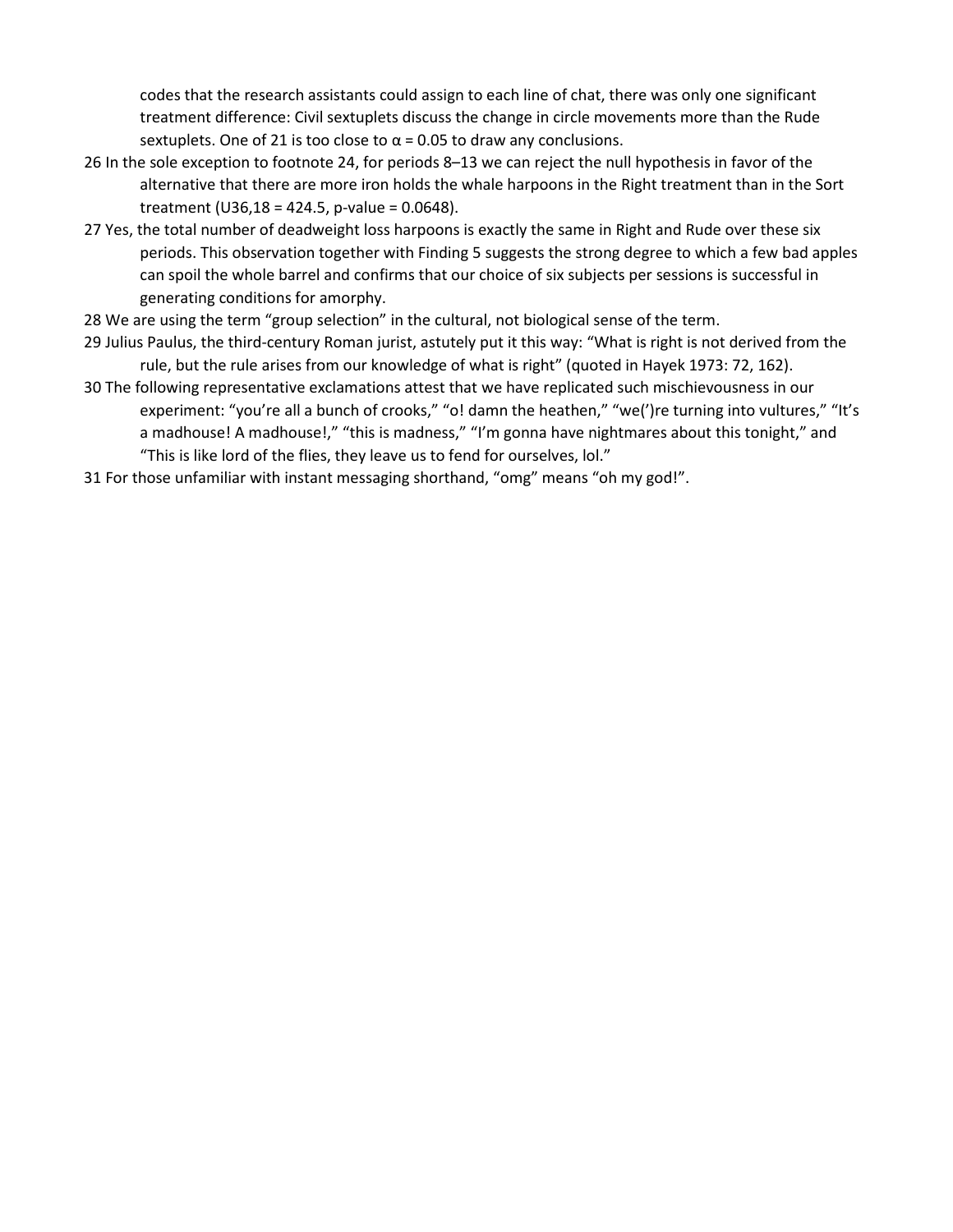codes that the research assistants could assign to each line of chat, there was only one significant treatment difference: Civil sextuplets discuss the change in circle movements more than the Rude sextuplets. One of 21 is too close to $\alpha = 0.05$ to draw any conclusions.

26 In the sole exception to footnote 24, for periods 8–13 we can reject the null hypothesis in favor of the alternative that there are more iron holds the whale harpoons in the Right treatment than in the Sort treatment ($U_{36,18} = 424.5$, p-value = 0.0648).

27 Yes, the total number of deadweight loss harpoons is exactly the same in Right and Rude over these six periods. This observation together with Finding 5 suggests the strong degree to which a few bad apples can spoil the whole barrel and confirms that our choice of six subjects per sessions is successful in generating conditions for amorphy.

28 We are using the term "group selection" in the cultural, not biological sense of the term.

29 Julius Paulus, the third-century Roman jurist, astutely put it this way: "What is right is not derived from the rule, but the rule arises from our knowledge of what is right" (quoted in Hayek 1973: 72, 162).

30 The following representative exclamations attest that we have replicated such mischievousness in our experiment: "you're all a bunch of crooks," "o! damn the heathen," "we(')re turning into vultures," "It's a madhouse! A madhouse!," "this is madness," "I'm gonna have nightmares about this tonight," and "This is like lord of the flies, they leave us to fend for ourselves, lol."

31 For those unfamiliar with instant messaging shorthand, "omg" means "oh my god!".